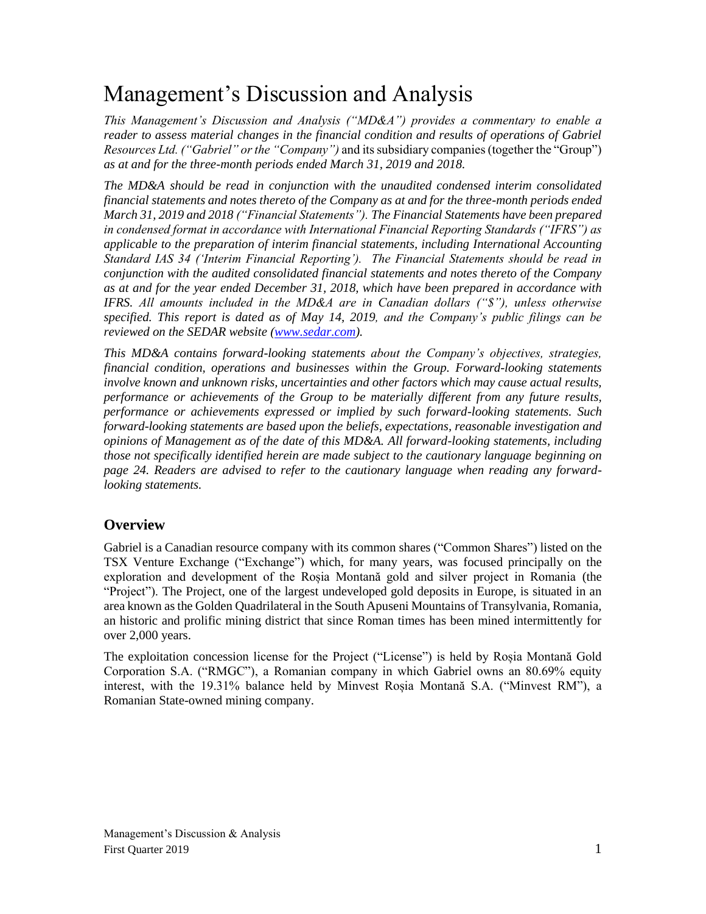# Management's Discussion and Analysis

*This Management's Discussion and Analysis ("MD&A") provides a commentary to enable a reader to assess material changes in the financial condition and results of operations of Gabriel Resources Ltd. ("Gabriel" or the "Company")* and its subsidiary companies (together the "Group") *as at and for the three-month periods ended March 31, 2019 and 2018.*

*The MD&A should be read in conjunction with the unaudited condensed interim consolidated financial statements and notes thereto of the Company as at and for the three-month periods ended March 31, 2019 and 2018 ("Financial Statements"). The Financial Statements have been prepared in condensed format in accordance with International Financial Reporting Standards ("IFRS") as applicable to the preparation of interim financial statements, including International Accounting Standard IAS 34 ('Interim Financial Reporting'). The Financial Statements should be read in conjunction with the audited consolidated financial statements and notes thereto of the Company as at and for the year ended December 31, 2018, which have been prepared in accordance with IFRS. All amounts included in the MD&A are in Canadian dollars ("$"), unless otherwise specified. This report is dated as of May 14, 2019, and the Company's public filings can be reviewed on the SEDAR website ([www.sedar.com](www.sedar.com)).*

*This MD&A contains forward-looking statements about the Company's objectives, strategies, financial condition, operations and businesses within the Group. Forward-looking statements involve known and unknown risks, uncertainties and other factors which may cause actual results, performance or achievements of the Group to be materially different from any future results, performance or achievements expressed or implied by such forward-looking statements. Such forward-looking statements are based upon the beliefs, expectations, reasonable investigation and opinions of Management as of the date of this MD&A. All forward-looking statements, including those not specifically identified herein are made subject to the cautionary language beginning on page 24. Readers are advised to refer to the cautionary language when reading any forward-looking statements.*

## Overview

Gabriel is a Canadian resource company with its common shares ("Common Shares") listed on the TSX Venture Exchange ("Exchange") which, for many years, was focused principally on the exploration and development of the Roșia Montană gold and silver project in Romania (the "Project"). The Project, one of the largest undeveloped gold deposits in Europe, is situated in an area known as the Golden Quadrilateral in the South Apuseni Mountains of Transylvania, Romania, an historic and prolific mining district that since Roman times has been mined intermittently for over 2,000 years.

The exploitation concession license for the Project ("License") is held by Roșia Montană Gold Corporation S.A. ("RMGC"), a Romanian company in which Gabriel owns an 80.69% equity interest, with the 19.31% balance held by Minvest Roșia Montană S.A. ("Minvest RM"), a Romanian State-owned mining company.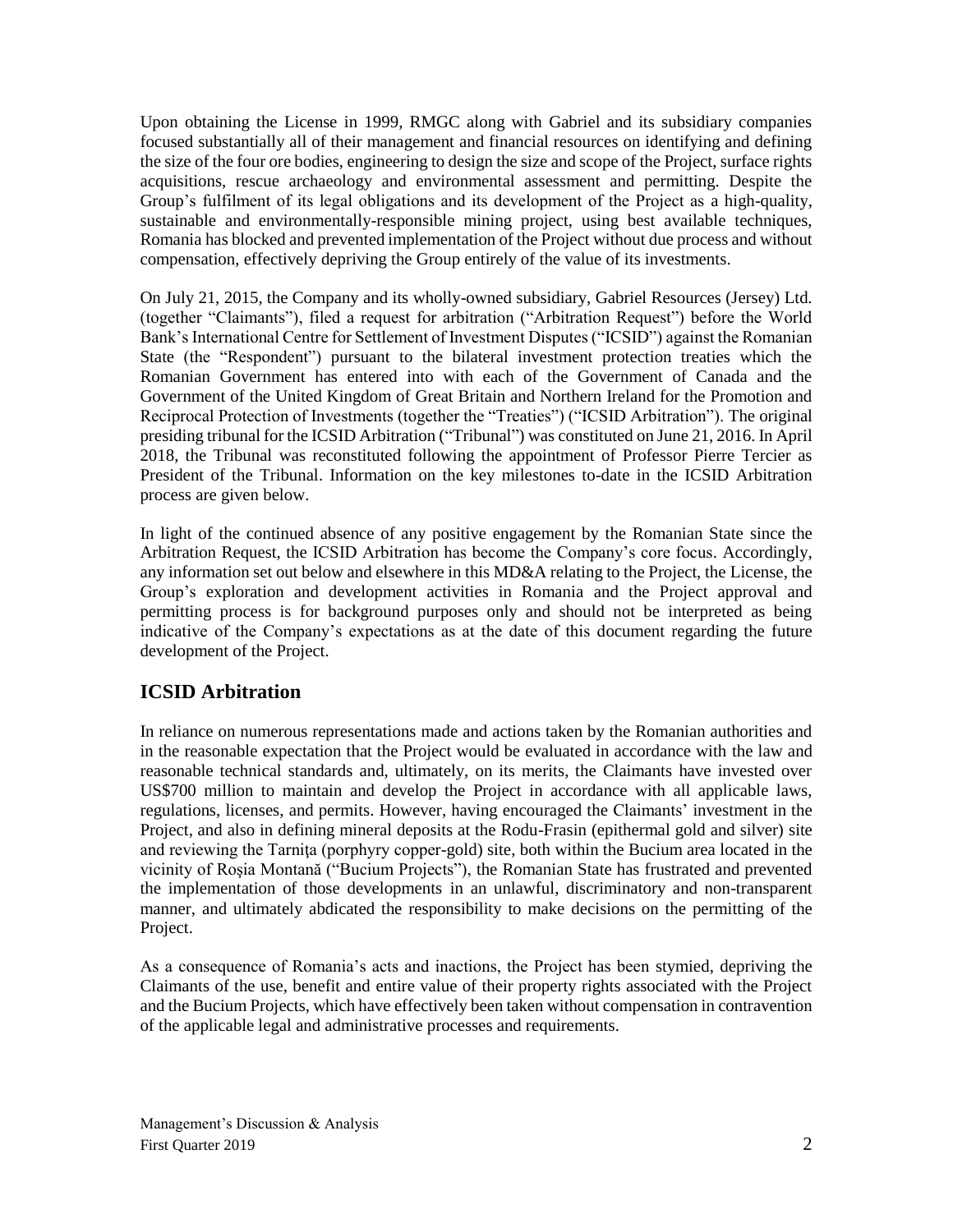Upon obtaining the License in 1999, RMGC along with Gabriel and its subsidiary companies focused substantially all of their management and financial resources on identifying and defining the size of the four ore bodies, engineering to design the size and scope of the Project, surface rights acquisitions, rescue archaeology and environmental assessment and permitting. Despite the Group's fulfilment of its legal obligations and its development of the Project as a high-quality, sustainable and environmentally-responsible mining project, using best available techniques, Romania has blocked and prevented implementation of the Project without due process and without compensation, effectively depriving the Group entirely of the value of its investments.

On July 21, 2015, the Company and its wholly-owned subsidiary, Gabriel Resources (Jersey) Ltd. (together "Claimants"), filed a request for arbitration ("Arbitration Request") before the World Bank's International Centre for Settlement of Investment Disputes ("ICSID") against the Romanian State (the "Respondent") pursuant to the bilateral investment protection treaties which the Romanian Government has entered into with each of the Government of Canada and the Government of the United Kingdom of Great Britain and Northern Ireland for the Promotion and Reciprocal Protection of Investments (together the "Treaties") ("ICSID Arbitration"). The original presiding tribunal for the ICSID Arbitration ("Tribunal") was constituted on June 21, 2016. In April 2018, the Tribunal was reconstituted following the appointment of Professor Pierre Tercier as President of the Tribunal. Information on the key milestones to-date in the ICSID Arbitration process are given below.

In light of the continued absence of any positive engagement by the Romanian State since the Arbitration Request, the ICSID Arbitration has become the Company's core focus. Accordingly, any information set out below and elsewhere in this MD&A relating to the Project, the License, the Group's exploration and development activities in Romania and the Project approval and permitting process is for background purposes only and should not be interpreted as being indicative of the Company's expectations as at the date of this document regarding the future development of the Project.

## ICSID Arbitration

In reliance on numerous representations made and actions taken by the Romanian authorities and in the reasonable expectation that the Project would be evaluated in accordance with the law and reasonable technical standards and, ultimately, on its merits, the Claimants have invested over US$700 million to maintain and develop the Project in accordance with all applicable laws, regulations, licenses, and permits. However, having encouraged the Claimants' investment in the Project, and also in defining mineral deposits at the Rodu-Frasin (epithermal gold and silver) site and reviewing the Tarniţa (porphyry copper-gold) site, both within the Bucium area located in the vicinity of Roşia Montană ("Bucium Projects"), the Romanian State has frustrated and prevented the implementation of those developments in an unlawful, discriminatory and non-transparent manner, and ultimately abdicated the responsibility to make decisions on the permitting of the Project.

As a consequence of Romania's acts and inactions, the Project has been stymied, depriving the Claimants of the use, benefit and entire value of their property rights associated with the Project and the Bucium Projects, which have effectively been taken without compensation in contravention of the applicable legal and administrative processes and requirements.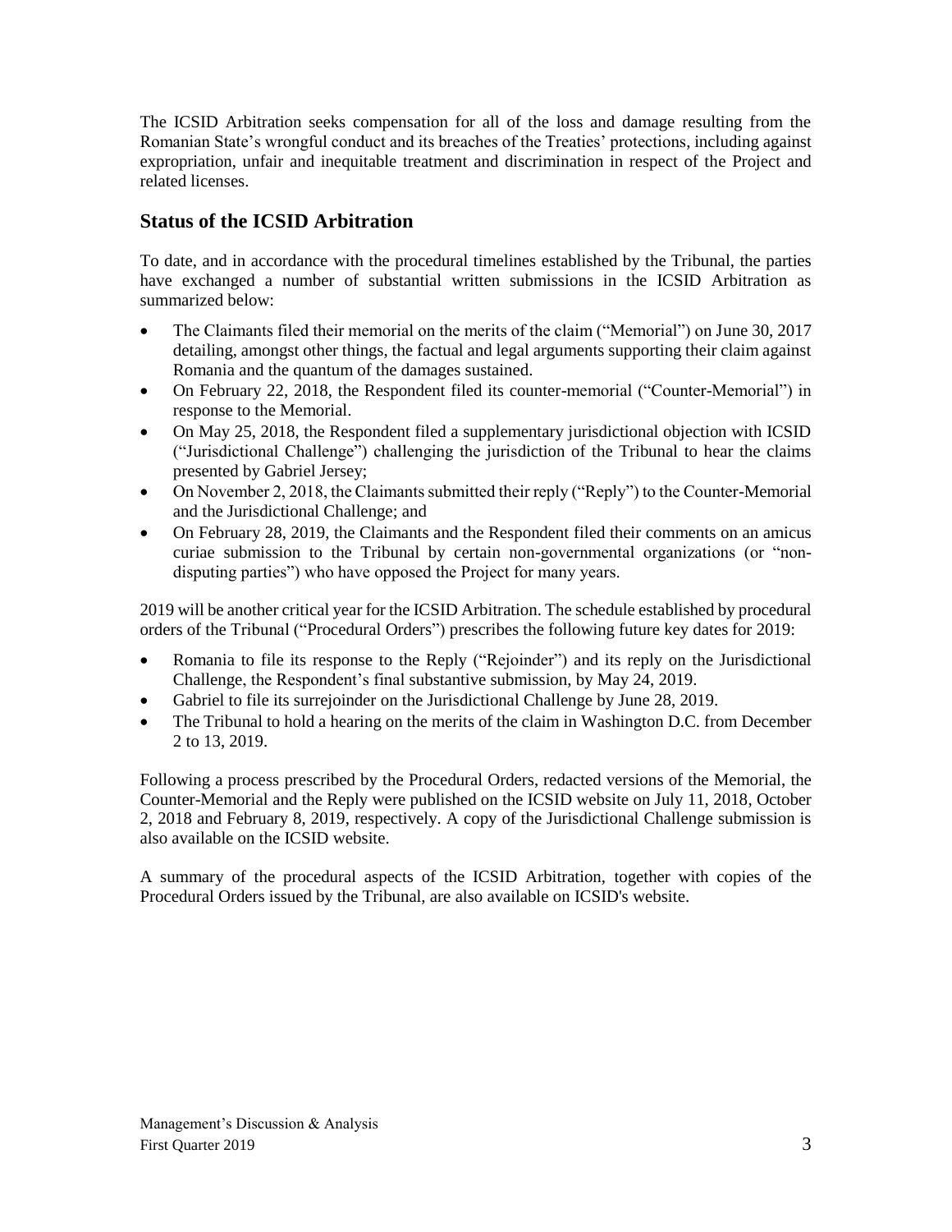The ICSID Arbitration seeks compensation for all of the loss and damage resulting from the Romanian State's wrongful conduct and its breaches of the Treaties' protections, including against expropriation, unfair and inequitable treatment and discrimination in respect of the Project and related licenses.

## Status of the ICSID Arbitration

To date, and in accordance with the procedural timelines established by the Tribunal, the parties have exchanged a number of substantial written submissions in the ICSID Arbitration as summarized below:

- The Claimants filed their memorial on the merits of the claim ("Memorial") on June 30, 2017 detailing, amongst other things, the factual and legal arguments supporting their claim against Romania and the quantum of the damages sustained.
- On February 22, 2018, the Respondent filed its counter-memorial ("Counter-Memorial") in response to the Memorial.
- On May 25, 2018, the Respondent filed a supplementary jurisdictional objection with ICSID ("Jurisdictional Challenge") challenging the jurisdiction of the Tribunal to hear the claims presented by Gabriel Jersey;
- On November 2, 2018, the Claimants submitted their reply ("Reply") to the Counter-Memorial and the Jurisdictional Challenge; and
- On February 28, 2019, the Claimants and the Respondent filed their comments on an amicus curiae submission to the Tribunal by certain non-governmental organizations (or "non-disputing parties") who have opposed the Project for many years.

2019 will be another critical year for the ICSID Arbitration. The schedule established by procedural orders of the Tribunal ("Procedural Orders") prescribes the following future key dates for 2019:

- Romania to file its response to the Reply ("Rejoinder") and its reply on the Jurisdictional Challenge, the Respondent's final substantive submission, by May 24, 2019.
- Gabriel to file its surrejoinder on the Jurisdictional Challenge by June 28, 2019.
- The Tribunal to hold a hearing on the merits of the claim in Washington D.C. from December 2 to 13, 2019.

Following a process prescribed by the Procedural Orders, redacted versions of the Memorial, the Counter-Memorial and the Reply were published on the ICSID website on July 11, 2018, October 2, 2018 and February 8, 2019, respectively. A copy of the Jurisdictional Challenge submission is also available on the ICSID website.

A summary of the procedural aspects of the ICSID Arbitration, together with copies of the Procedural Orders issued by the Tribunal, are also available on ICSID's website.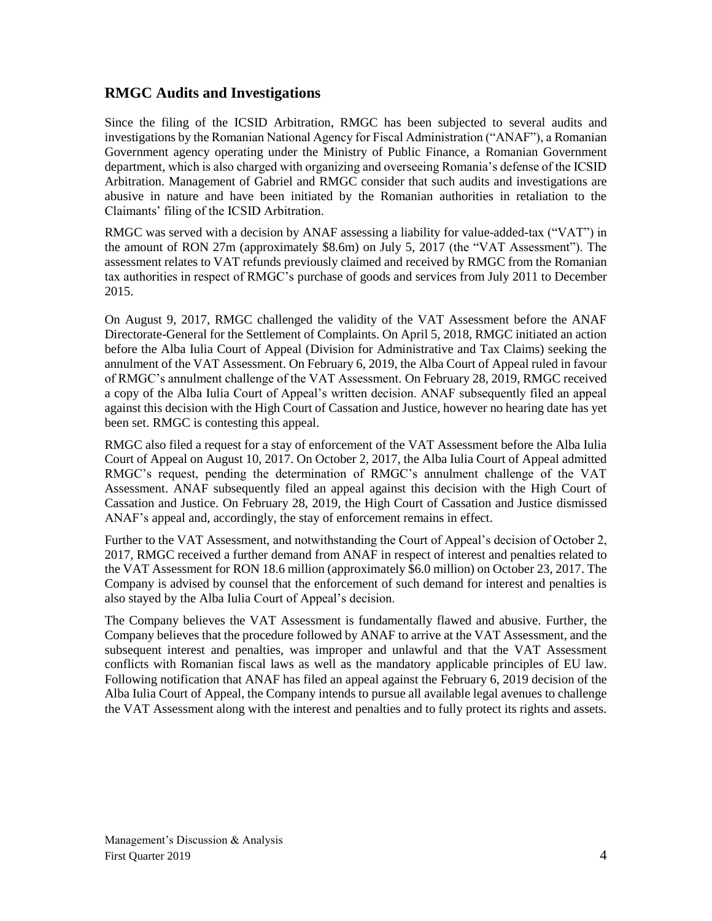## RMGC Audits and Investigations

Since the filing of the ICSID Arbitration, RMGC has been subjected to several audits and investigations by the Romanian National Agency for Fiscal Administration ("ANAF"), a Romanian Government agency operating under the Ministry of Public Finance, a Romanian Government department, which is also charged with organizing and overseeing Romania's defense of the ICSID Arbitration. Management of Gabriel and RMGC consider that such audits and investigations are abusive in nature and have been initiated by the Romanian authorities in retaliation to the Claimants' filing of the ICSID Arbitration.

RMGC was served with a decision by ANAF assessing a liability for value-added-tax ("VAT") in the amount of RON 27m (approximately $8.6m) on July 5, 2017 (the "VAT Assessment"). The assessment relates to VAT refunds previously claimed and received by RMGC from the Romanian tax authorities in respect of RMGC's purchase of goods and services from July 2011 to December 2015.

On August 9, 2017, RMGC challenged the validity of the VAT Assessment before the ANAF Directorate-General for the Settlement of Complaints. On April 5, 2018, RMGC initiated an action before the Alba Iulia Court of Appeal (Division for Administrative and Tax Claims) seeking the annulment of the VAT Assessment. On February 6, 2019, the Alba Court of Appeal ruled in favour of RMGC's annulment challenge of the VAT Assessment. On February 28, 2019, RMGC received a copy of the Alba Iulia Court of Appeal's written decision. ANAF subsequently filed an appeal against this decision with the High Court of Cassation and Justice, however no hearing date has yet been set. RMGC is contesting this appeal.

RMGC also filed a request for a stay of enforcement of the VAT Assessment before the Alba Iulia Court of Appeal on August 10, 2017. On October 2, 2017, the Alba Iulia Court of Appeal admitted RMGC's request, pending the determination of RMGC's annulment challenge of the VAT Assessment. ANAF subsequently filed an appeal against this decision with the High Court of Cassation and Justice. On February 28, 2019, the High Court of Cassation and Justice dismissed ANAF's appeal and, accordingly, the stay of enforcement remains in effect.

Further to the VAT Assessment, and notwithstanding the Court of Appeal's decision of October 2, 2017, RMGC received a further demand from ANAF in respect of interest and penalties related to the VAT Assessment for RON 18.6 million (approximately $6.0 million) on October 23, 2017. The Company is advised by counsel that the enforcement of such demand for interest and penalties is also stayed by the Alba Iulia Court of Appeal's decision.

The Company believes the VAT Assessment is fundamentally flawed and abusive. Further, the Company believes that the procedure followed by ANAF to arrive at the VAT Assessment, and the subsequent interest and penalties, was improper and unlawful and that the VAT Assessment conflicts with Romanian fiscal laws as well as the mandatory applicable principles of EU law. Following notification that ANAF has filed an appeal against the February 6, 2019 decision of the Alba Iulia Court of Appeal, the Company intends to pursue all available legal avenues to challenge the VAT Assessment along with the interest and penalties and to fully protect its rights and assets.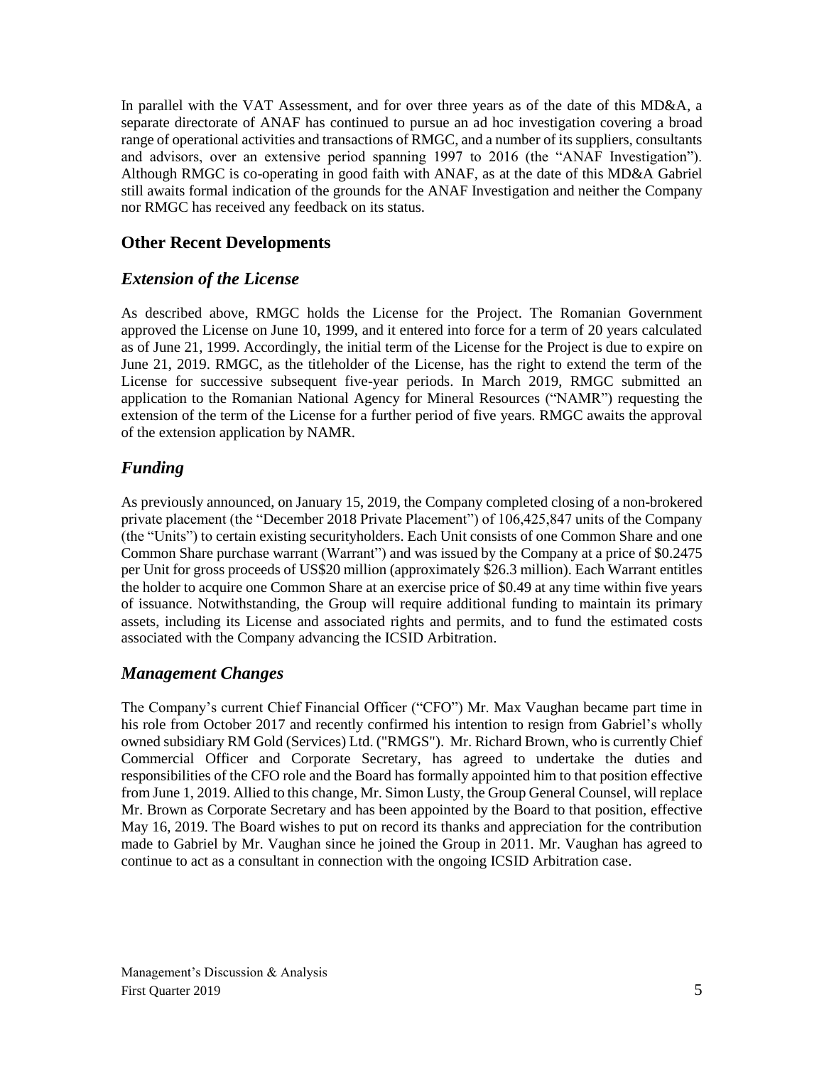In parallel with the VAT Assessment, and for over three years as of the date of this MD&A, a separate directorate of ANAF has continued to pursue an ad hoc investigation covering a broad range of operational activities and transactions of RMGC, and a number of its suppliers, consultants and advisors, over an extensive period spanning 1997 to 2016 (the "ANAF Investigation"). Although RMGC is co-operating in good faith with ANAF, as at the date of this MD&A Gabriel still awaits formal indication of the grounds for the ANAF Investigation and neither the Company nor RMGC has received any feedback on its status.

## Other Recent Developments

### *Extension of the License*

As described above, RMGC holds the License for the Project. The Romanian Government approved the License on June 10, 1999, and it entered into force for a term of 20 years calculated as of June 21, 1999. Accordingly, the initial term of the License for the Project is due to expire on June 21, 2019. RMGC, as the titleholder of the License, has the right to extend the term of the License for successive subsequent five-year periods. In March 2019, RMGC submitted an application to the Romanian National Agency for Mineral Resources ("NAMR") requesting the extension of the term of the License for a further period of five years. RMGC awaits the approval of the extension application by NAMR.

### *Funding*

As previously announced, on January 15, 2019, the Company completed closing of a non-brokered private placement (the "December 2018 Private Placement") of 106,425,847 units of the Company (the "Units") to certain existing securityholders. Each Unit consists of one Common Share and one Common Share purchase warrant (Warrant") and was issued by the Company at a price of $0.2475 per Unit for gross proceeds of US$20 million (approximately $26.3 million). Each Warrant entitles the holder to acquire one Common Share at an exercise price of $0.49 at any time within five years of issuance. Notwithstanding, the Group will require additional funding to maintain its primary assets, including its License and associated rights and permits, and to fund the estimated costs associated with the Company advancing the ICSID Arbitration.

### *Management Changes*

The Company's current Chief Financial Officer ("CFO") Mr. Max Vaughan became part time in his role from October 2017 and recently confirmed his intention to resign from Gabriel's wholly owned subsidiary RM Gold (Services) Ltd. ("RMGS"). Mr. Richard Brown, who is currently Chief Commercial Officer and Corporate Secretary, has agreed to undertake the duties and responsibilities of the CFO role and the Board has formally appointed him to that position effective from June 1, 2019. Allied to this change, Mr. Simon Lusty, the Group General Counsel, will replace Mr. Brown as Corporate Secretary and has been appointed by the Board to that position, effective May 16, 2019. The Board wishes to put on record its thanks and appreciation for the contribution made to Gabriel by Mr. Vaughan since he joined the Group in 2011. Mr. Vaughan has agreed to continue to act as a consultant in connection with the ongoing ICSID Arbitration case.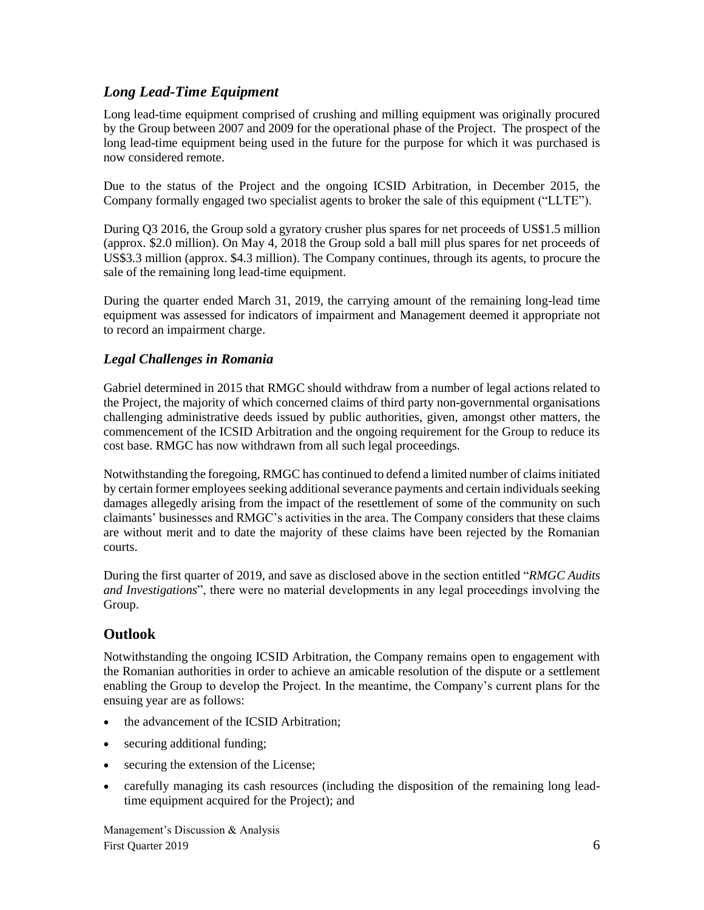## *Long Lead-Time Equipment*

Long lead-time equipment comprised of crushing and milling equipment was originally procured by the Group between 2007 and 2009 for the operational phase of the Project. The prospect of the long lead-time equipment being used in the future for the purpose for which it was purchased is now considered remote.

Due to the status of the Project and the ongoing ICSID Arbitration, in December 2015, the Company formally engaged two specialist agents to broker the sale of this equipment ("LLTE").

During Q3 2016, the Group sold a gyratory crusher plus spares for net proceeds of US$1.5 million (approx. $2.0 million). On May 4, 2018 the Group sold a ball mill plus spares for net proceeds of US$3.3 million (approx. $4.3 million). The Company continues, through its agents, to procure the sale of the remaining long lead-time equipment.

During the quarter ended March 31, 2019, the carrying amount of the remaining long-lead time equipment was assessed for indicators of impairment and Management deemed it appropriate not to record an impairment charge.

## *Legal Challenges in Romania*

Gabriel determined in 2015 that RMGC should withdraw from a number of legal actions related to the Project, the majority of which concerned claims of third party non-governmental organisations challenging administrative deeds issued by public authorities, given, amongst other matters, the commencement of the ICSID Arbitration and the ongoing requirement for the Group to reduce its cost base. RMGC has now withdrawn from all such legal proceedings.

Notwithstanding the foregoing, RMGC has continued to defend a limited number of claims initiated by certain former employees seeking additional severance payments and certain individuals seeking damages allegedly arising from the impact of the resettlement of some of the community on such claimants' businesses and RMGC's activities in the area. The Company considers that these claims are without merit and to date the majority of these claims have been rejected by the Romanian courts.

During the first quarter of 2019, and save as disclosed above in the section entitled "*RMGC Audits and Investigations*", there were no material developments in any legal proceedings involving the Group.

# Outlook

Notwithstanding the ongoing ICSID Arbitration, the Company remains open to engagement with the Romanian authorities in order to achieve an amicable resolution of the dispute or a settlement enabling the Group to develop the Project. In the meantime, the Company's current plans for the ensuing year are as follows:

- the advancement of the ICSID Arbitration;
- securing additional funding;
- securing the extension of the License;
- carefully managing its cash resources (including the disposition of the remaining long lead-time equipment acquired for the Project); and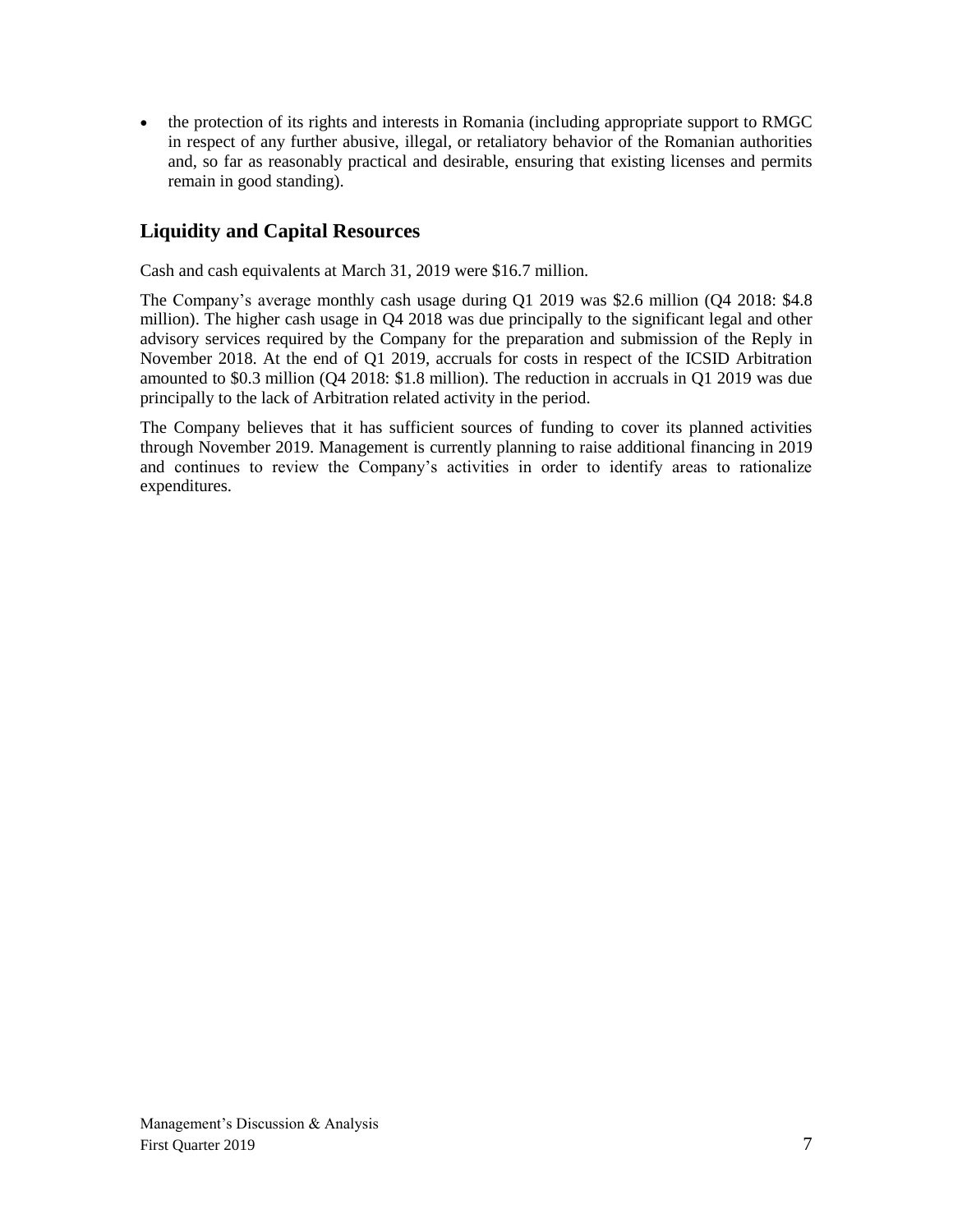- the protection of its rights and interests in Romania (including appropriate support to RMGC in respect of any further abusive, illegal, or retaliatory behavior of the Romanian authorities and, so far as reasonably practical and desirable, ensuring that existing licenses and permits remain in good standing).

## Liquidity and Capital Resources

Cash and cash equivalents at March 31, 2019 were $16.7 million.

The Company's average monthly cash usage during Q1 2019 was $2.6 million (Q4 2018: $4.8 million). The higher cash usage in Q4 2018 was due principally to the significant legal and other advisory services required by the Company for the preparation and submission of the Reply in November 2018. At the end of Q1 2019, accruals for costs in respect of the ICSID Arbitration amounted to $0.3 million (Q4 2018: $1.8 million). The reduction in accruals in Q1 2019 was due principally to the lack of Arbitration related activity in the period.

The Company believes that it has sufficient sources of funding to cover its planned activities through November 2019. Management is currently planning to raise additional financing in 2019 and continues to review the Company's activities in order to identify areas to rationalize expenditures.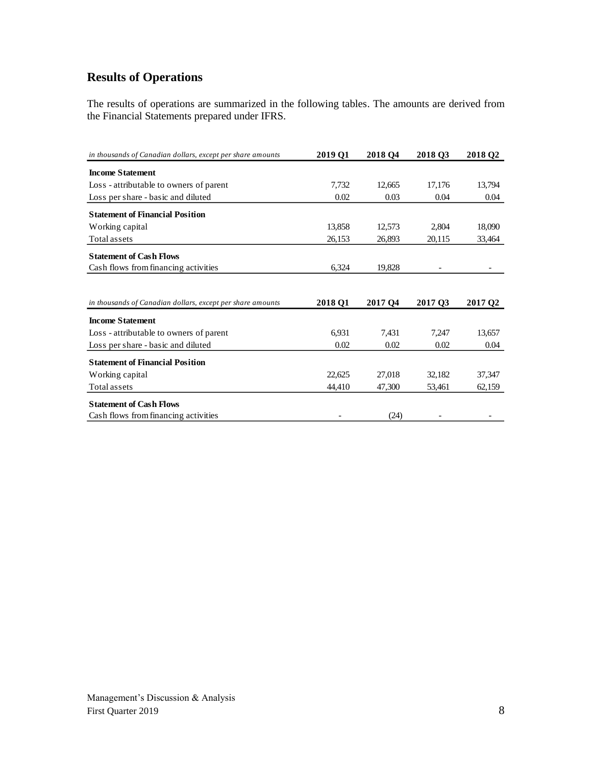## Results of Operations

The results of operations are summarized in the following tables. The amounts are derived from the Financial Statements prepared under IFRS.

| *in thousands of Canadian dollars, except per share amounts* | **2019 Q1** | **2018 Q4** | **2018 Q3** | **2018 Q2** |
|---|---|---|---|---|
| **Income Statement** | | | | |
| Loss - attributable to owners of parent | 7,732 | 12,665 | 17,176 | 13,794 |
| Loss per share - basic and diluted | 0.02 | 0.03 | 0.04 | 0.04 |
| **Statement of Financial Position** | | | | |
| Working capital | 13,858 | 12,573 | 2,804 | 18,090 |
| Total assets | 26,153 | 26,893 | 20,115 | 33,464 |
| **Statement of Cash Flows** | | | | |
| Cash flows from financing activities | 6,324 | 19,828 | - | - |

| *in thousands of Canadian dollars, except per share amounts* | **2018 Q1** | **2017 Q4** | **2017 Q3** | **2017 Q2** |
|---|---|---|---|---|
| **Income Statement** | | | | |
| Loss - attributable to owners of parent | 6,931 | 7,431 | 7,247 | 13,657 |
| Loss per share - basic and diluted | 0.02 | 0.02 | 0.02 | 0.04 |
| **Statement of Financial Position** | | | | |
| Working capital | 22,625 | 27,018 | 32,182 | 37,347 |
| Total assets | 44,410 | 47,300 | 53,461 | 62,159 |
| **Statement of Cash Flows** | | | | |
| Cash flows from financing activities | - | (24) | - | - |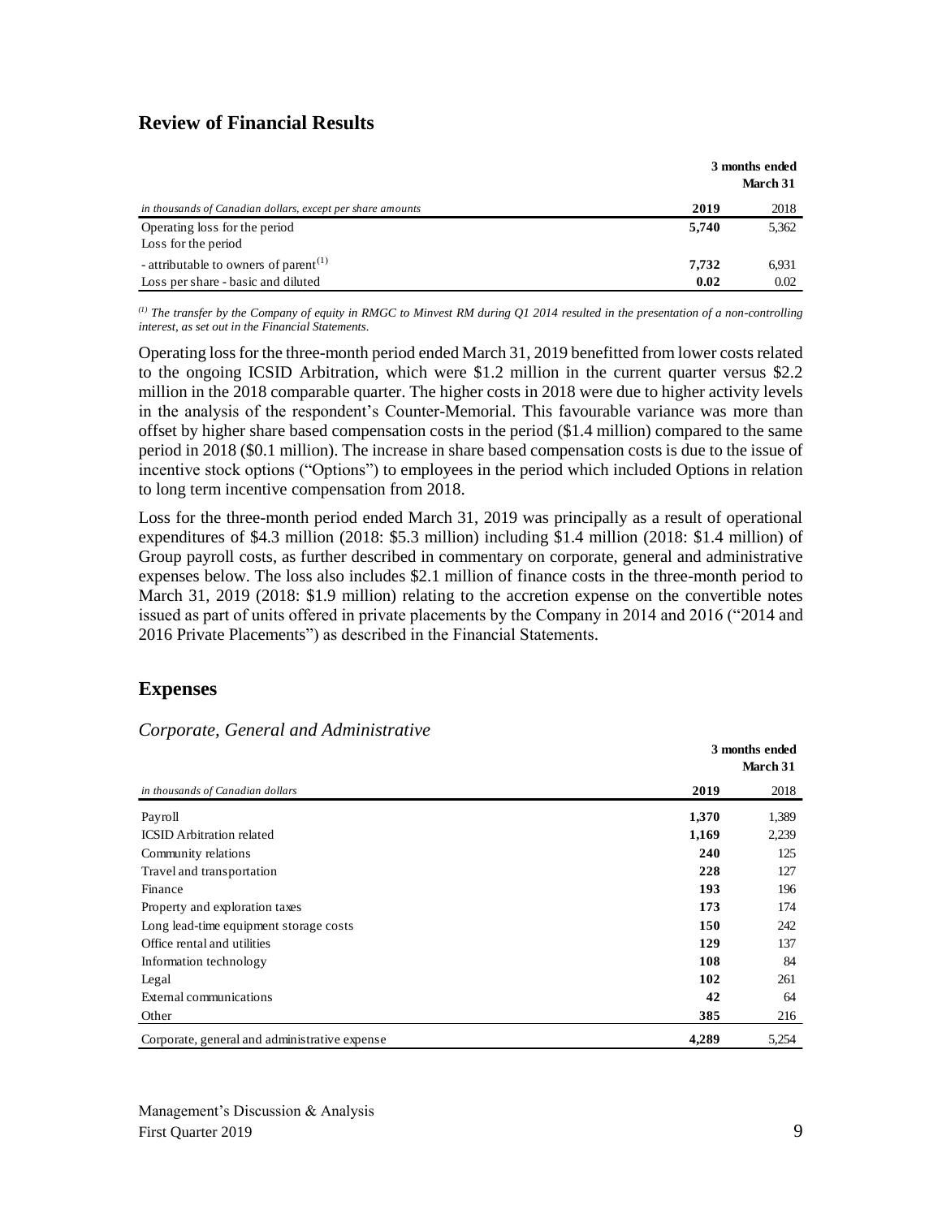## Review of Financial Results

| *in thousands of Canadian dollars, except per share amounts* | **3 months ended March 31** | |
|---|---|---|
| | **2019** | 2018 |
| Operating loss for the period | **5,740** | 5,362 |
| Loss for the period | | |
| - attributable to owners of parent[(1)] | **7,732** | 6,931 |
| Loss per share - basic and diluted | **0.02** | 0.02 |

*[(1)] The transfer by the Company of equity in RMGC to Minvest RM during Q1 2014 resulted in the presentation of a non-controlling interest, as set out in the Financial Statements.*

Operating loss for the three-month period ended March 31, 2019 benefitted from lower costs related to the ongoing ICSID Arbitration, which were $1.2 million in the current quarter versus $2.2 million in the 2018 comparable quarter. The higher costs in 2018 were due to higher activity levels in the analysis of the respondent's Counter-Memorial. This favourable variance was more than offset by higher share based compensation costs in the period ($1.4 million) compared to the same period in 2018 ($0.1 million). The increase in share based compensation costs is due to the issue of incentive stock options ("Options") to employees in the period which included Options in relation to long term incentive compensation from 2018.

Loss for the three-month period ended March 31, 2019 was principally as a result of operational expenditures of $4.3 million (2018: $5.3 million) including $1.4 million (2018: $1.4 million) of Group payroll costs, as further described in commentary on corporate, general and administrative expenses below. The loss also includes $2.1 million of finance costs in the three-month period to March 31, 2019 (2018: $1.9 million) relating to the accretion expense on the convertible notes issued as part of units offered in private placements by the Company in 2014 and 2016 ("2014 and 2016 Private Placements") as described in the Financial Statements.

## Expenses

### *Corporate, General and Administrative*

| *in thousands of Canadian dollars* | **3 months ended March 31** | |
|---|---|---|
| | **2019** | 2018 |
| Payroll | **1,370** | 1,389 |
| ICSID Arbitration related | **1,169** | 2,239 |
| Community relations | **240** | 125 |
| Travel and transportation | **228** | 127 |
| Finance | **193** | 196 |
| Property and exploration taxes | **173** | 174 |
| Long lead-time equipment storage costs | **150** | 242 |
| Office rental and utilities | **129** | 137 |
| Information technology | **108** | 84 |
| Legal | **102** | 261 |
| External communications | **42** | 64 |
| Other | **385** | 216 |
| Corporate, general and administrative expense | **4,289** | 5,254 |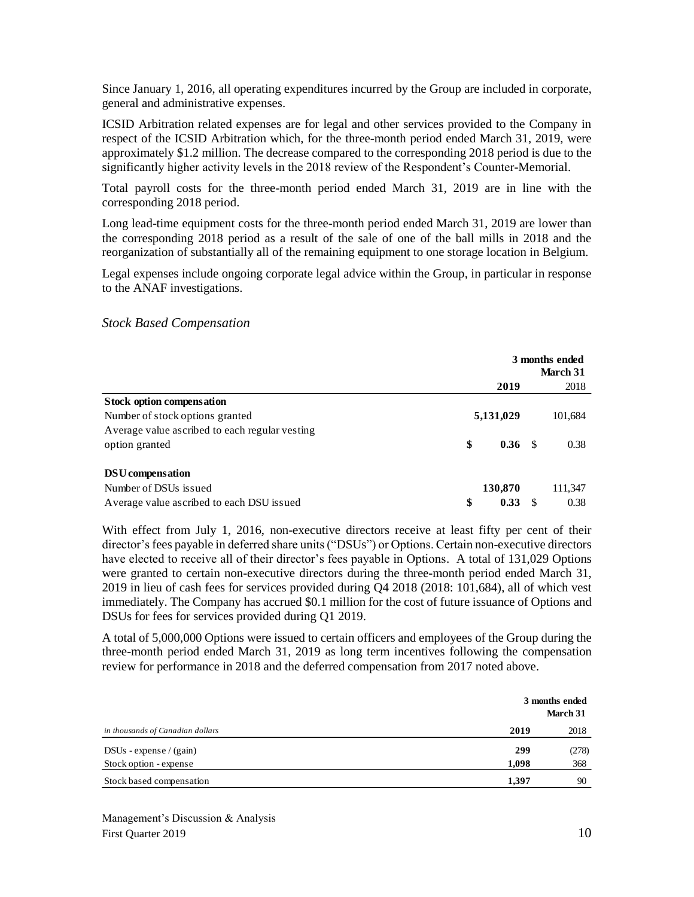Since January 1, 2016, all operating expenditures incurred by the Group are included in corporate, general and administrative expenses.

ICSID Arbitration related expenses are for legal and other services provided to the Company in respect of the ICSID Arbitration which, for the three-month period ended March 31, 2019, were approximately $1.2 million. The decrease compared to the corresponding 2018 period is due to the significantly higher activity levels in the 2018 review of the Respondent's Counter-Memorial.

Total payroll costs for the three-month period ended March 31, 2019 are in line with the corresponding 2018 period.

Long lead-time equipment costs for the three-month period ended March 31, 2019 are lower than the corresponding 2018 period as a result of the sale of one of the ball mills in 2018 and the reorganization of substantially all of the remaining equipment to one storage location in Belgium.

Legal expenses include ongoing corporate legal advice within the Group, in particular in response to the ANAF investigations.

*Stock Based Compensation*

| | 3 months ended March 31 | |
|---|---|---|
| | **2019** | 2018 |
| **Stock option compensation** | | |
| Number of stock options granted | **5,131,029** | 101,684 |
| Average value ascribed to each regular vesting option granted | **$ 0.36** | $ 0.38 |
| **DSU compensation** | | |
| Number of DSUs issued | **130,870** | 111,347 |
| Average value ascribed to each DSU issued | **$ 0.33** | $ 0.38 |

With effect from July 1, 2016, non-executive directors receive at least fifty per cent of their director's fees payable in deferred share units ("DSUs") or Options. Certain non-executive directors have elected to receive all of their director's fees payable in Options. A total of 131,029 Options were granted to certain non-executive directors during the three-month period ended March 31, 2019 in lieu of cash fees for services provided during Q4 2018 (2018: 101,684), all of which vest immediately. The Company has accrued $0.1 million for the cost of future issuance of Options and DSUs for fees for services provided during Q1 2019.

A total of 5,000,000 Options were issued to certain officers and employees of the Group during the three-month period ended March 31, 2019 as long term incentives following the compensation review for performance in 2018 and the deferred compensation from 2017 noted above.

| | 3 months ended March 31 | |
|---|---|---|
| *in thousands of Canadian dollars* | **2019** | 2018 |
| DSUs - expense / (gain) | **299** | (278) |
| Stock option - expense | **1,098** | 368 |
| Stock based compensation | **1,397** | 90 |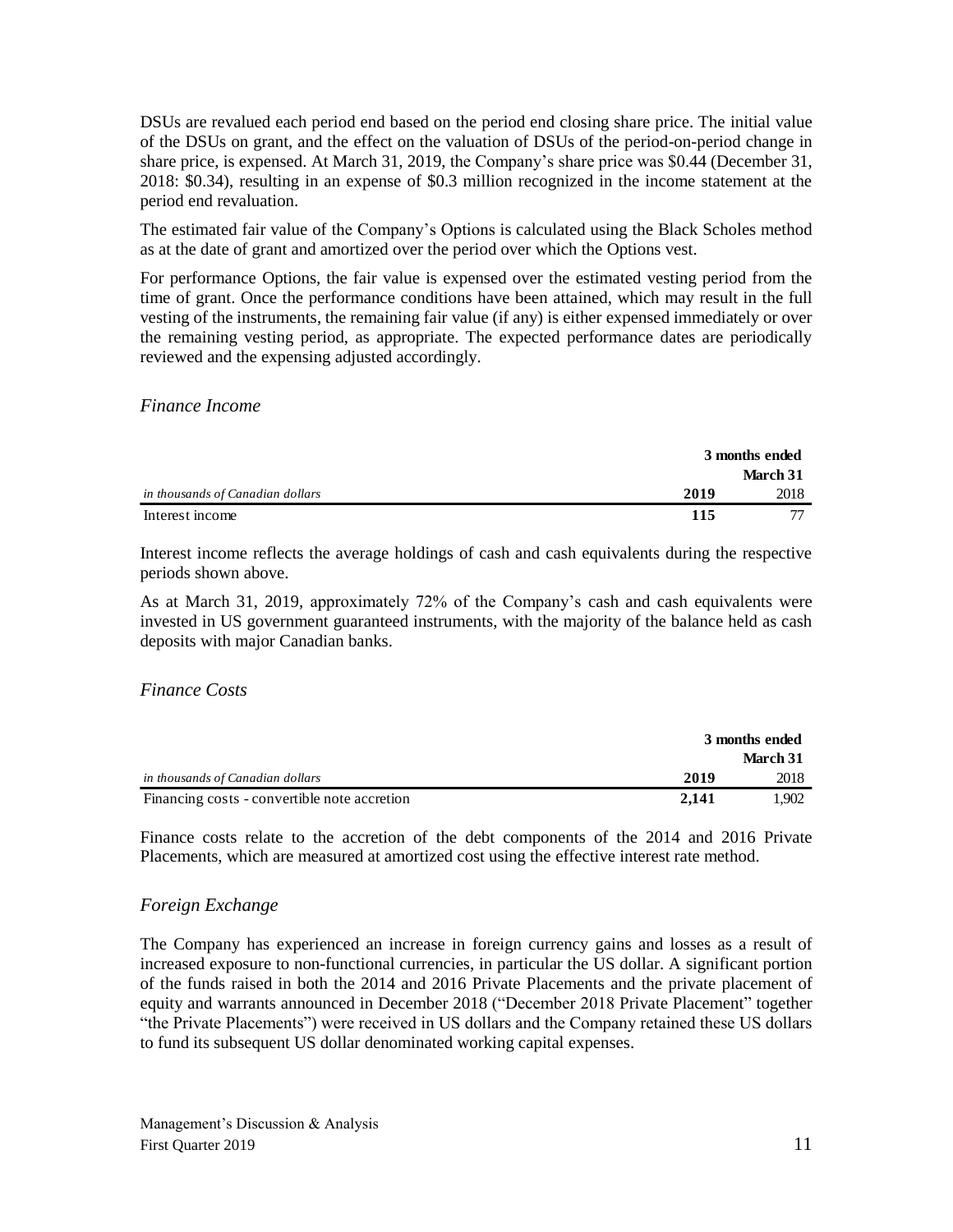DSUs are revalued each period end based on the period end closing share price. The initial value of the DSUs on grant, and the effect on the valuation of DSUs of the period-on-period change in share price, is expensed. At March 31, 2019, the Company's share price was $0.44 (December 31, 2018: $0.34), resulting in an expense of $0.3 million recognized in the income statement at the period end revaluation.

The estimated fair value of the Company's Options is calculated using the Black Scholes method as at the date of grant and amortized over the period over which the Options vest.

For performance Options, the fair value is expensed over the estimated vesting period from the time of grant. Once the performance conditions have been attained, which may result in the full vesting of the instruments, the remaining fair value (if any) is either expensed immediately or over the remaining vesting period, as appropriate. The expected performance dates are periodically reviewed and the expensing adjusted accordingly.

*Finance Income*

| | **3 months ended March 31** | |
|---|---|---|
| *in thousands of Canadian dollars* | **2019** | 2018 |
| Interest income | **115** | 77 |

Interest income reflects the average holdings of cash and cash equivalents during the respective periods shown above.

As at March 31, 2019, approximately 72% of the Company's cash and cash equivalents were invested in US government guaranteed instruments, with the majority of the balance held as cash deposits with major Canadian banks.

*Finance Costs*

| | **3 months ended March 31** | |
|---|---|---|
| *in thousands of Canadian dollars* | **2019** | 2018 |
| Financing costs - convertible note accretion | **2,141** | 1,902 |

Finance costs relate to the accretion of the debt components of the 2014 and 2016 Private Placements, which are measured at amortized cost using the effective interest rate method.

*Foreign Exchange*

The Company has experienced an increase in foreign currency gains and losses as a result of increased exposure to non-functional currencies, in particular the US dollar. A significant portion of the funds raised in both the 2014 and 2016 Private Placements and the private placement of equity and warrants announced in December 2018 ("December 2018 Private Placement" together "the Private Placements") were received in US dollars and the Company retained these US dollars to fund its subsequent US dollar denominated working capital expenses.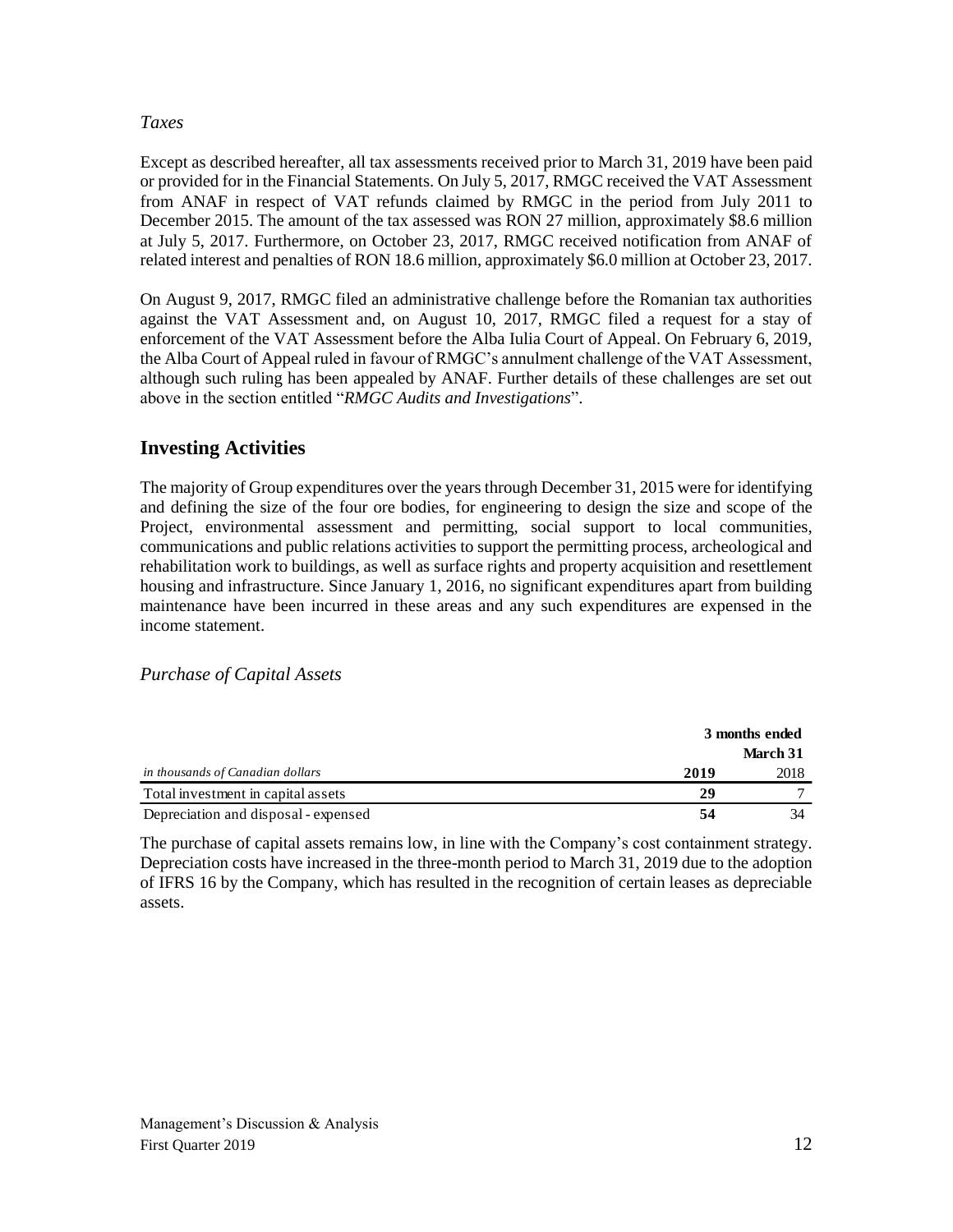*Taxes*

Except as described hereafter, all tax assessments received prior to March 31, 2019 have been paid or provided for in the Financial Statements. On July 5, 2017, RMGC received the VAT Assessment from ANAF in respect of VAT refunds claimed by RMGC in the period from July 2011 to December 2015. The amount of the tax assessed was RON 27 million, approximately $8.6 million at July 5, 2017. Furthermore, on October 23, 2017, RMGC received notification from ANAF of related interest and penalties of RON 18.6 million, approximately $6.0 million at October 23, 2017.

On August 9, 2017, RMGC filed an administrative challenge before the Romanian tax authorities against the VAT Assessment and, on August 10, 2017, RMGC filed a request for a stay of enforcement of the VAT Assessment before the Alba Iulia Court of Appeal. On February 6, 2019, the Alba Court of Appeal ruled in favour of RMGC's annulment challenge of the VAT Assessment, although such ruling has been appealed by ANAF. Further details of these challenges are set out above in the section entitled "*RMGC Audits and Investigations*".

## Investing Activities

The majority of Group expenditures over the years through December 31, 2015 were for identifying and defining the size of the four ore bodies, for engineering to design the size and scope of the Project, environmental assessment and permitting, social support to local communities, communications and public relations activities to support the permitting process, archeological and rehabilitation work to buildings, as well as surface rights and property acquisition and resettlement housing and infrastructure. Since January 1, 2016, no significant expenditures apart from building maintenance have been incurred in these areas and any such expenditures are expensed in the income statement.

*Purchase of Capital Assets*

| | **3 months ended March 31** | |
|---|---|---|
| *in thousands of Canadian dollars* | **2019** | 2018 |
| Total investment in capital assets | **29** | 7 |
| Depreciation and disposal - expensed | **54** | 34 |

The purchase of capital assets remains low, in line with the Company's cost containment strategy. Depreciation costs have increased in the three-month period to March 31, 2019 due to the adoption of IFRS 16 by the Company, which has resulted in the recognition of certain leases as depreciable assets.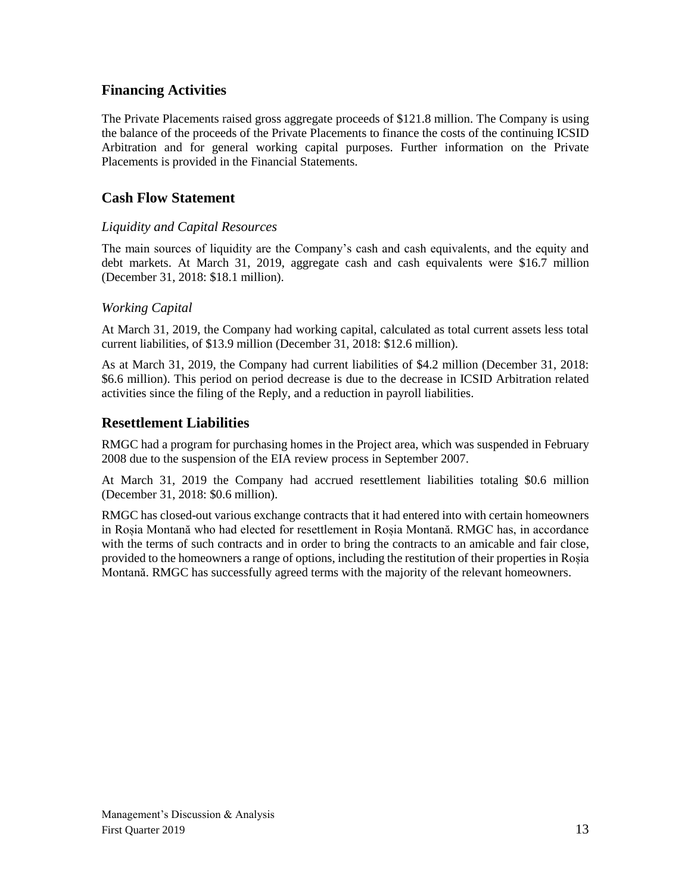## Financing Activities

The Private Placements raised gross aggregate proceeds of $121.8 million. The Company is using the balance of the proceeds of the Private Placements to finance the costs of the continuing ICSID Arbitration and for general working capital purposes. Further information on the Private Placements is provided in the Financial Statements.

## Cash Flow Statement

### *Liquidity and Capital Resources*

The main sources of liquidity are the Company's cash and cash equivalents, and the equity and debt markets. At March 31, 2019, aggregate cash and cash equivalents were $16.7 million (December 31, 2018: $18.1 million).

### *Working Capital*

At March 31, 2019, the Company had working capital, calculated as total current assets less total current liabilities, of $13.9 million (December 31, 2018: $12.6 million).

As at March 31, 2019, the Company had current liabilities of $4.2 million (December 31, 2018: $6.6 million). This period on period decrease is due to the decrease in ICSID Arbitration related activities since the filing of the Reply, and a reduction in payroll liabilities.

## Resettlement Liabilities

RMGC had a program for purchasing homes in the Project area, which was suspended in February 2008 due to the suspension of the EIA review process in September 2007.

At March 31, 2019 the Company had accrued resettlement liabilities totaling $0.6 million (December 31, 2018: $0.6 million).

RMGC has closed-out various exchange contracts that it had entered into with certain homeowners in Roșia Montană who had elected for resettlement in Roșia Montană. RMGC has, in accordance with the terms of such contracts and in order to bring the contracts to an amicable and fair close, provided to the homeowners a range of options, including the restitution of their properties in Roșia Montană. RMGC has successfully agreed terms with the majority of the relevant homeowners.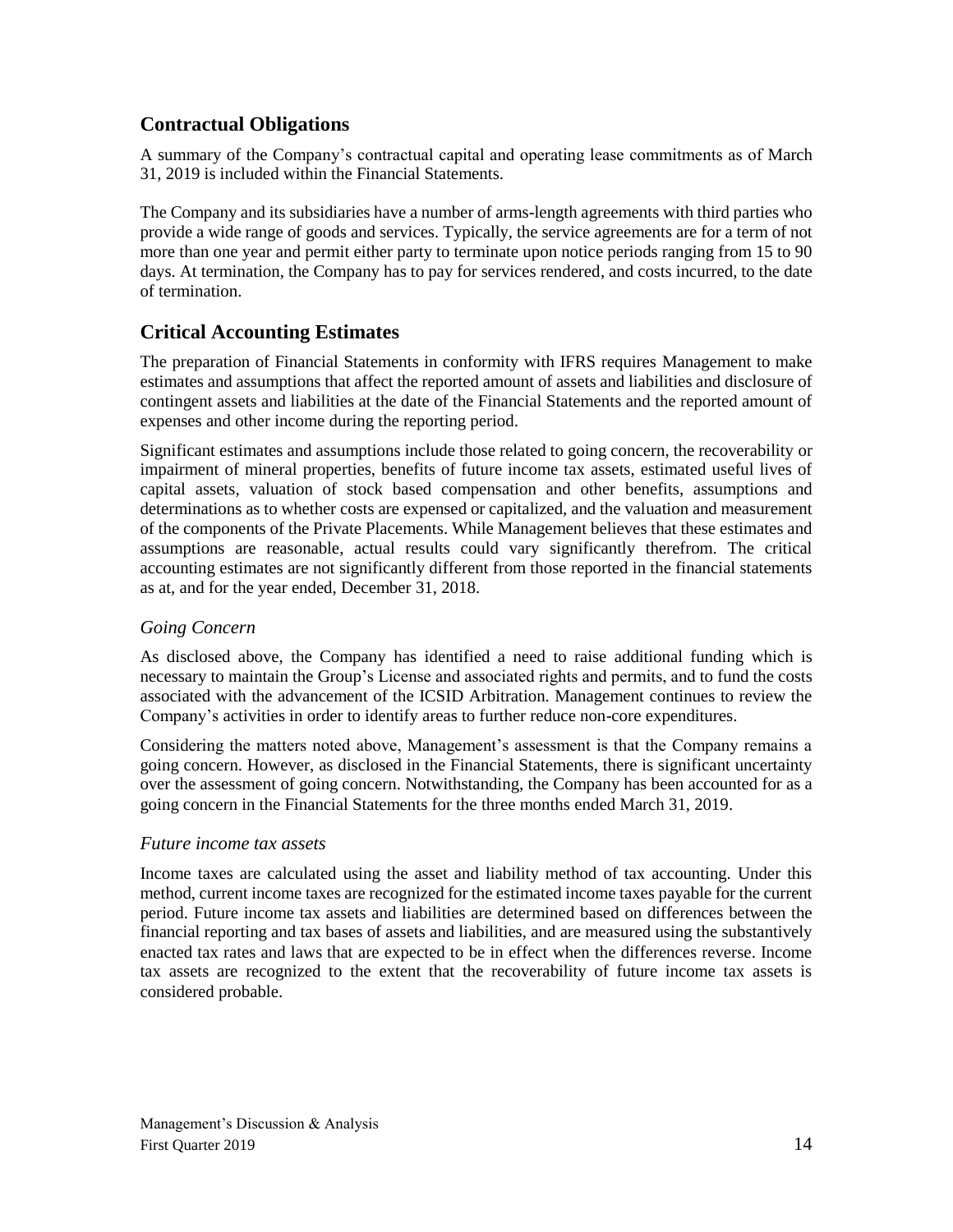## Contractual Obligations

A summary of the Company's contractual capital and operating lease commitments as of March 31, 2019 is included within the Financial Statements.

The Company and its subsidiaries have a number of arms-length agreements with third parties who provide a wide range of goods and services. Typically, the service agreements are for a term of not more than one year and permit either party to terminate upon notice periods ranging from 15 to 90 days. At termination, the Company has to pay for services rendered, and costs incurred, to the date of termination.

## Critical Accounting Estimates

The preparation of Financial Statements in conformity with IFRS requires Management to make estimates and assumptions that affect the reported amount of assets and liabilities and disclosure of contingent assets and liabilities at the date of the Financial Statements and the reported amount of expenses and other income during the reporting period.

Significant estimates and assumptions include those related to going concern, the recoverability or impairment of mineral properties, benefits of future income tax assets, estimated useful lives of capital assets, valuation of stock based compensation and other benefits, assumptions and determinations as to whether costs are expensed or capitalized, and the valuation and measurement of the components of the Private Placements. While Management believes that these estimates and assumptions are reasonable, actual results could vary significantly therefrom. The critical accounting estimates are not significantly different from those reported in the financial statements as at, and for the year ended, December 31, 2018.

### *Going Concern*

As disclosed above, the Company has identified a need to raise additional funding which is necessary to maintain the Group's License and associated rights and permits, and to fund the costs associated with the advancement of the ICSID Arbitration. Management continues to review the Company's activities in order to identify areas to further reduce non-core expenditures.

Considering the matters noted above, Management's assessment is that the Company remains a going concern. However, as disclosed in the Financial Statements, there is significant uncertainty over the assessment of going concern. Notwithstanding, the Company has been accounted for as a going concern in the Financial Statements for the three months ended March 31, 2019.

### *Future income tax assets*

Income taxes are calculated using the asset and liability method of tax accounting. Under this method, current income taxes are recognized for the estimated income taxes payable for the current period. Future income tax assets and liabilities are determined based on differences between the financial reporting and tax bases of assets and liabilities, and are measured using the substantively enacted tax rates and laws that are expected to be in effect when the differences reverse. Income tax assets are recognized to the extent that the recoverability of future income tax assets is considered probable.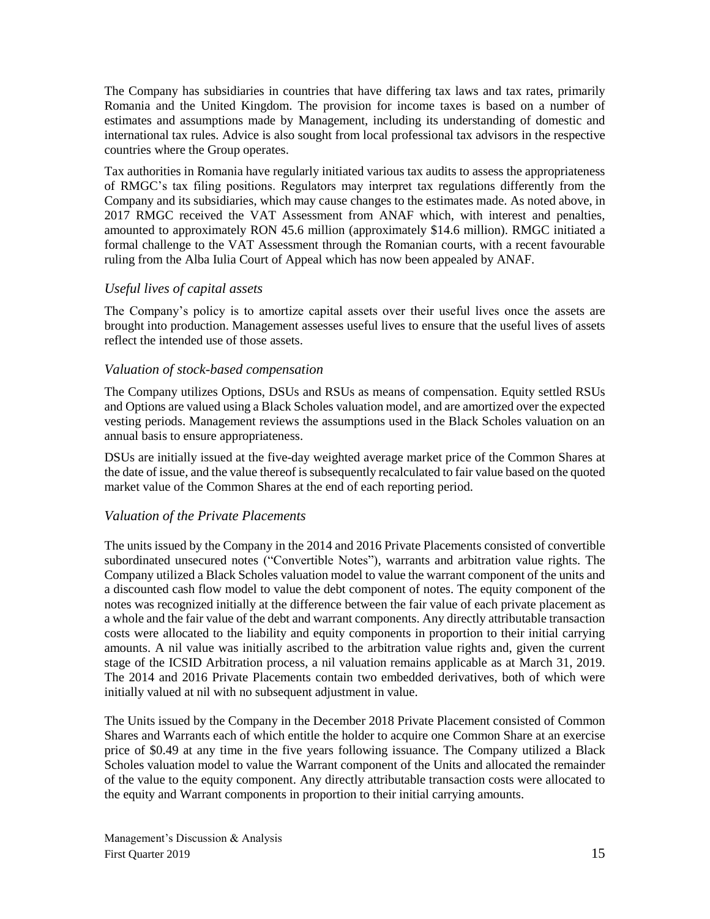The Company has subsidiaries in countries that have differing tax laws and tax rates, primarily Romania and the United Kingdom. The provision for income taxes is based on a number of estimates and assumptions made by Management, including its understanding of domestic and international tax rules. Advice is also sought from local professional tax advisors in the respective countries where the Group operates.

Tax authorities in Romania have regularly initiated various tax audits to assess the appropriateness of RMGC's tax filing positions. Regulators may interpret tax regulations differently from the Company and its subsidiaries, which may cause changes to the estimates made. As noted above, in 2017 RMGC received the VAT Assessment from ANAF which, with interest and penalties, amounted to approximately RON 45.6 million (approximately $14.6 million). RMGC initiated a formal challenge to the VAT Assessment through the Romanian courts, with a recent favourable ruling from the Alba Iulia Court of Appeal which has now been appealed by ANAF.

### *Useful lives of capital assets*

The Company's policy is to amortize capital assets over their useful lives once the assets are brought into production. Management assesses useful lives to ensure that the useful lives of assets reflect the intended use of those assets.

### *Valuation of stock-based compensation*

The Company utilizes Options, DSUs and RSUs as means of compensation. Equity settled RSUs and Options are valued using a Black Scholes valuation model, and are amortized over the expected vesting periods. Management reviews the assumptions used in the Black Scholes valuation on an annual basis to ensure appropriateness.

DSUs are initially issued at the five-day weighted average market price of the Common Shares at the date of issue, and the value thereof is subsequently recalculated to fair value based on the quoted market value of the Common Shares at the end of each reporting period.

### *Valuation of the Private Placements*

The units issued by the Company in the 2014 and 2016 Private Placements consisted of convertible subordinated unsecured notes ("Convertible Notes"), warrants and arbitration value rights. The Company utilized a Black Scholes valuation model to value the warrant component of the units and a discounted cash flow model to value the debt component of notes. The equity component of the notes was recognized initially at the difference between the fair value of each private placement as a whole and the fair value of the debt and warrant components. Any directly attributable transaction costs were allocated to the liability and equity components in proportion to their initial carrying amounts. A nil value was initially ascribed to the arbitration value rights and, given the current stage of the ICSID Arbitration process, a nil valuation remains applicable as at March 31, 2019. The 2014 and 2016 Private Placements contain two embedded derivatives, both of which were initially valued at nil with no subsequent adjustment in value.

The Units issued by the Company in the December 2018 Private Placement consisted of Common Shares and Warrants each of which entitle the holder to acquire one Common Share at an exercise price of $0.49 at any time in the five years following issuance. The Company utilized a Black Scholes valuation model to value the Warrant component of the Units and allocated the remainder of the value to the equity component. Any directly attributable transaction costs were allocated to the equity and Warrant components in proportion to their initial carrying amounts.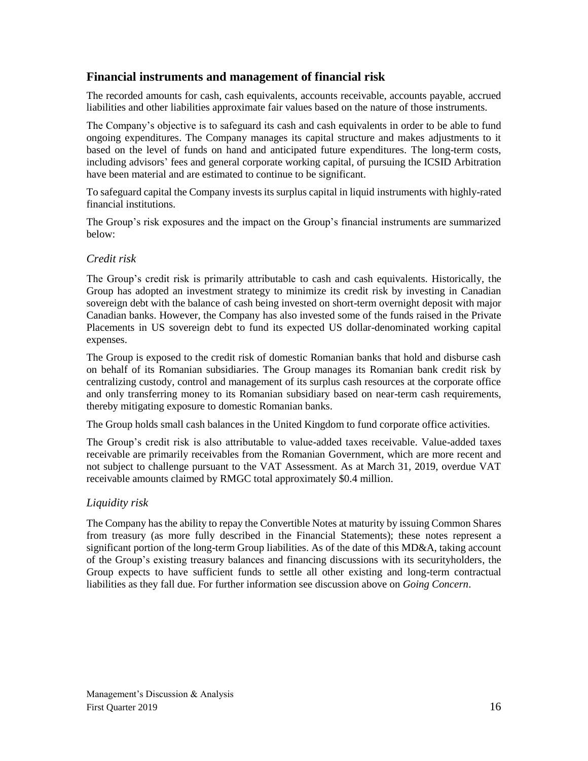## Financial instruments and management of financial risk

The recorded amounts for cash, cash equivalents, accounts receivable, accounts payable, accrued liabilities and other liabilities approximate fair values based on the nature of those instruments.

The Company's objective is to safeguard its cash and cash equivalents in order to be able to fund ongoing expenditures. The Company manages its capital structure and makes adjustments to it based on the level of funds on hand and anticipated future expenditures. The long-term costs, including advisors' fees and general corporate working capital, of pursuing the ICSID Arbitration have been material and are estimated to continue to be significant.

To safeguard capital the Company invests its surplus capital in liquid instruments with highly-rated financial institutions.

The Group's risk exposures and the impact on the Group's financial instruments are summarized below:

### *Credit risk*

The Group's credit risk is primarily attributable to cash and cash equivalents. Historically, the Group has adopted an investment strategy to minimize its credit risk by investing in Canadian sovereign debt with the balance of cash being invested on short-term overnight deposit with major Canadian banks. However, the Company has also invested some of the funds raised in the Private Placements in US sovereign debt to fund its expected US dollar-denominated working capital expenses.

The Group is exposed to the credit risk of domestic Romanian banks that hold and disburse cash on behalf of its Romanian subsidiaries. The Group manages its Romanian bank credit risk by centralizing custody, control and management of its surplus cash resources at the corporate office and only transferring money to its Romanian subsidiary based on near-term cash requirements, thereby mitigating exposure to domestic Romanian banks.

The Group holds small cash balances in the United Kingdom to fund corporate office activities.

The Group's credit risk is also attributable to value-added taxes receivable. Value-added taxes receivable are primarily receivables from the Romanian Government, which are more recent and not subject to challenge pursuant to the VAT Assessment. As at March 31, 2019, overdue VAT receivable amounts claimed by RMGC total approximately $0.4 million.

### *Liquidity risk*

The Company has the ability to repay the Convertible Notes at maturity by issuing Common Shares from treasury (as more fully described in the Financial Statements); these notes represent a significant portion of the long-term Group liabilities. As of the date of this MD&A, taking account of the Group's existing treasury balances and financing discussions with its securityholders, the Group expects to have sufficient funds to settle all other existing and long-term contractual liabilities as they fall due. For further information see discussion above on *Going Concern*.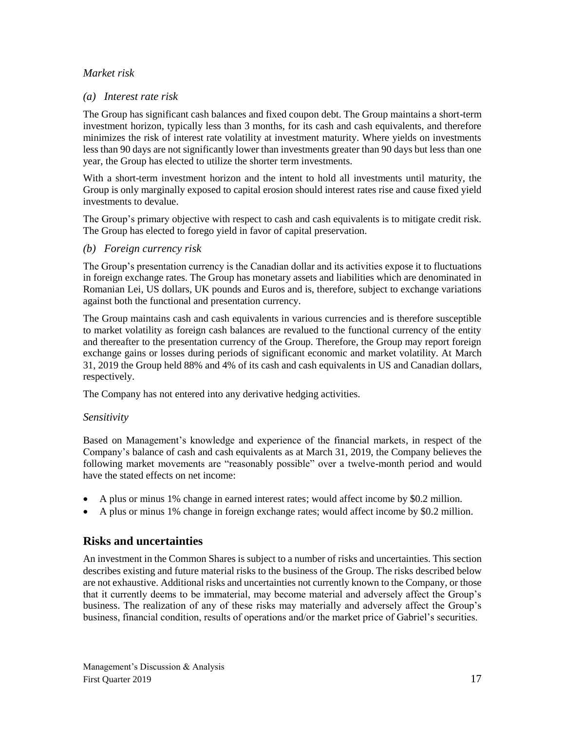*Market risk*

*(a) Interest rate risk*

The Group has significant cash balances and fixed coupon debt. The Group maintains a short-term investment horizon, typically less than 3 months, for its cash and cash equivalents, and therefore minimizes the risk of interest rate volatility at investment maturity. Where yields on investments less than 90 days are not significantly lower than investments greater than 90 days but less than one year, the Group has elected to utilize the shorter term investments.

With a short-term investment horizon and the intent to hold all investments until maturity, the Group is only marginally exposed to capital erosion should interest rates rise and cause fixed yield investments to devalue.

The Group's primary objective with respect to cash and cash equivalents is to mitigate credit risk. The Group has elected to forego yield in favor of capital preservation.

*(b) Foreign currency risk*

The Group's presentation currency is the Canadian dollar and its activities expose it to fluctuations in foreign exchange rates. The Group has monetary assets and liabilities which are denominated in Romanian Lei, US dollars, UK pounds and Euros and is, therefore, subject to exchange variations against both the functional and presentation currency.

The Group maintains cash and cash equivalents in various currencies and is therefore susceptible to market volatility as foreign cash balances are revalued to the functional currency of the entity and thereafter to the presentation currency of the Group. Therefore, the Group may report foreign exchange gains or losses during periods of significant economic and market volatility. At March 31, 2019 the Group held 88% and 4% of its cash and cash equivalents in US and Canadian dollars, respectively.

The Company has not entered into any derivative hedging activities.

*Sensitivity*

Based on Management's knowledge and experience of the financial markets, in respect of the Company's balance of cash and cash equivalents as at March 31, 2019, the Company believes the following market movements are "reasonably possible" over a twelve-month period and would have the stated effects on net income:

- A plus or minus 1% change in earned interest rates; would affect income by $0.2 million.
- A plus or minus 1% change in foreign exchange rates; would affect income by $0.2 million.

## Risks and uncertainties

An investment in the Common Shares is subject to a number of risks and uncertainties. This section describes existing and future material risks to the business of the Group. The risks described below are not exhaustive. Additional risks and uncertainties not currently known to the Company, or those that it currently deems to be immaterial, may become material and adversely affect the Group's business. The realization of any of these risks may materially and adversely affect the Group's business, financial condition, results of operations and/or the market price of Gabriel's securities.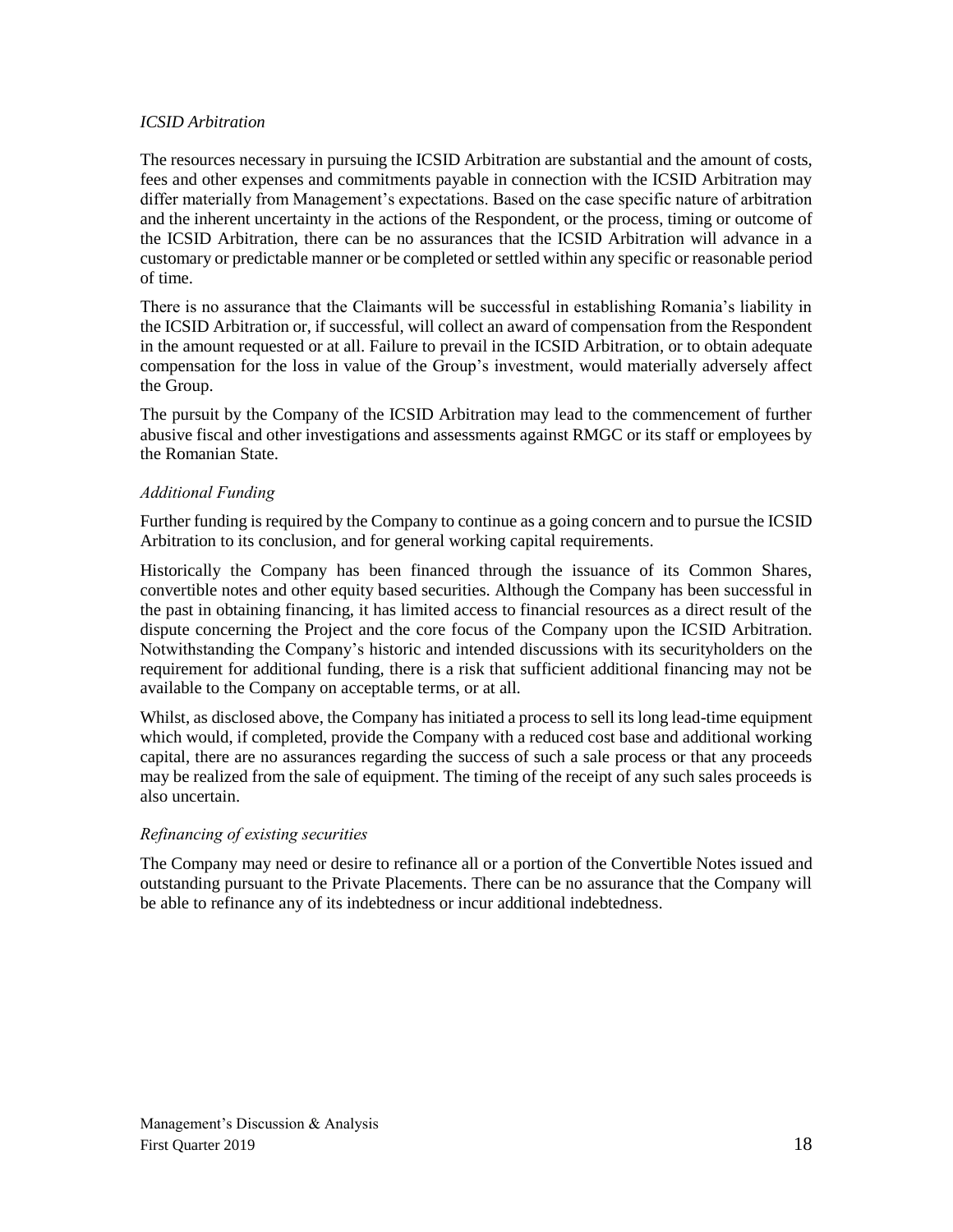*ICSID Arbitration*

The resources necessary in pursuing the ICSID Arbitration are substantial and the amount of costs, fees and other expenses and commitments payable in connection with the ICSID Arbitration may differ materially from Management's expectations. Based on the case specific nature of arbitration and the inherent uncertainty in the actions of the Respondent, or the process, timing or outcome of the ICSID Arbitration, there can be no assurances that the ICSID Arbitration will advance in a customary or predictable manner or be completed or settled within any specific or reasonable period of time.

There is no assurance that the Claimants will be successful in establishing Romania's liability in the ICSID Arbitration or, if successful, will collect an award of compensation from the Respondent in the amount requested or at all. Failure to prevail in the ICSID Arbitration, or to obtain adequate compensation for the loss in value of the Group's investment, would materially adversely affect the Group.

The pursuit by the Company of the ICSID Arbitration may lead to the commencement of further abusive fiscal and other investigations and assessments against RMGC or its staff or employees by the Romanian State.

*Additional Funding*

Further funding is required by the Company to continue as a going concern and to pursue the ICSID Arbitration to its conclusion, and for general working capital requirements.

Historically the Company has been financed through the issuance of its Common Shares, convertible notes and other equity based securities. Although the Company has been successful in the past in obtaining financing, it has limited access to financial resources as a direct result of the dispute concerning the Project and the core focus of the Company upon the ICSID Arbitration. Notwithstanding the Company's historic and intended discussions with its securityholders on the requirement for additional funding, there is a risk that sufficient additional financing may not be available to the Company on acceptable terms, or at all.

Whilst, as disclosed above, the Company has initiated a process to sell its long lead-time equipment which would, if completed, provide the Company with a reduced cost base and additional working capital, there are no assurances regarding the success of such a sale process or that any proceeds may be realized from the sale of equipment. The timing of the receipt of any such sales proceeds is also uncertain.

*Refinancing of existing securities*

The Company may need or desire to refinance all or a portion of the Convertible Notes issued and outstanding pursuant to the Private Placements. There can be no assurance that the Company will be able to refinance any of its indebtedness or incur additional indebtedness.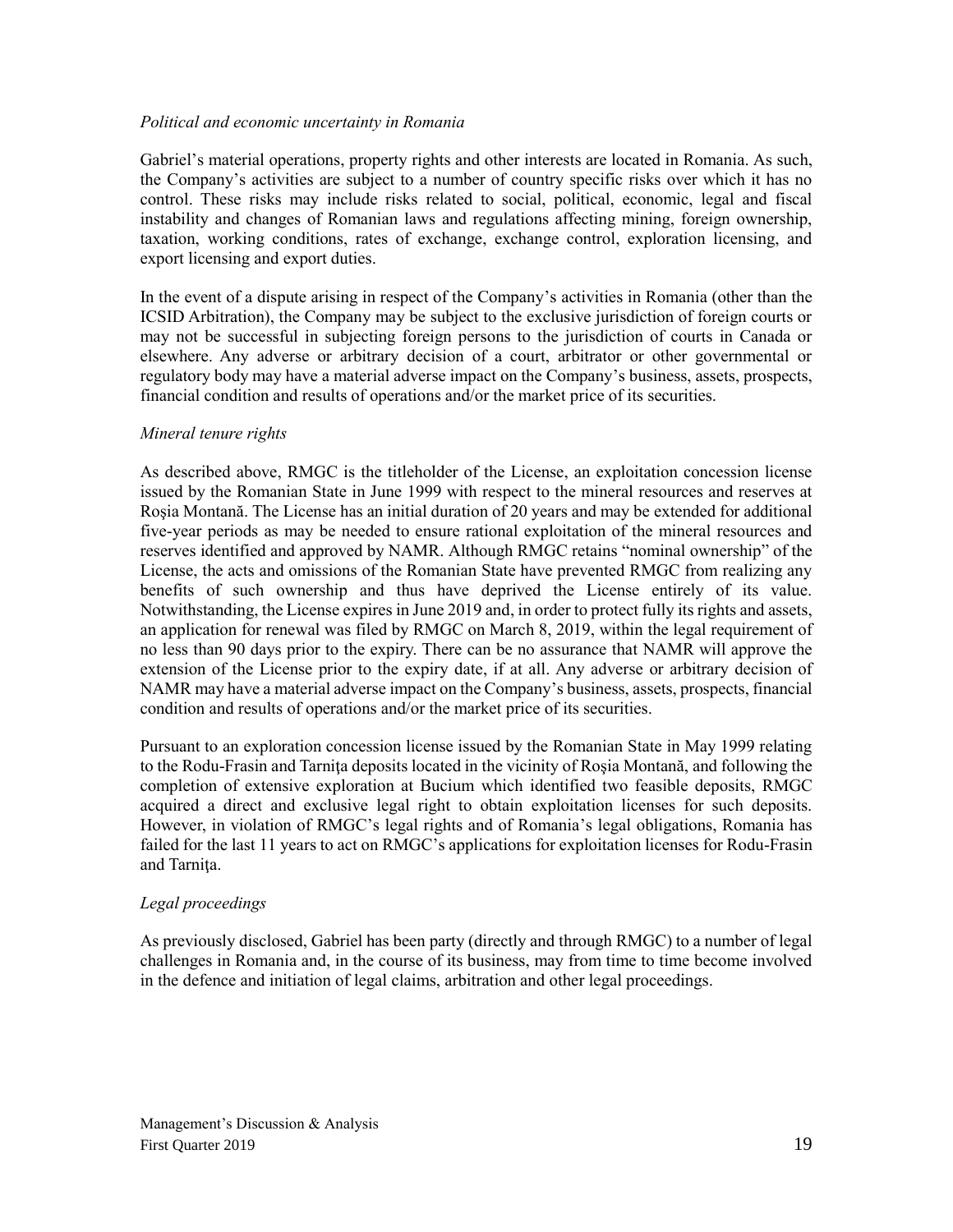*Political and economic uncertainty in Romania*

Gabriel's material operations, property rights and other interests are located in Romania. As such, the Company's activities are subject to a number of country specific risks over which it has no control. These risks may include risks related to social, political, economic, legal and fiscal instability and changes of Romanian laws and regulations affecting mining, foreign ownership, taxation, working conditions, rates of exchange, exchange control, exploration licensing, and export licensing and export duties.

In the event of a dispute arising in respect of the Company's activities in Romania (other than the ICSID Arbitration), the Company may be subject to the exclusive jurisdiction of foreign courts or may not be successful in subjecting foreign persons to the jurisdiction of courts in Canada or elsewhere. Any adverse or arbitrary decision of a court, arbitrator or other governmental or regulatory body may have a material adverse impact on the Company's business, assets, prospects, financial condition and results of operations and/or the market price of its securities.

*Mineral tenure rights*

As described above, RMGC is the titleholder of the License, an exploitation concession license issued by the Romanian State in June 1999 with respect to the mineral resources and reserves at Roşia Montană. The License has an initial duration of 20 years and may be extended for additional five-year periods as may be needed to ensure rational exploitation of the mineral resources and reserves identified and approved by NAMR. Although RMGC retains "nominal ownership" of the License, the acts and omissions of the Romanian State have prevented RMGC from realizing any benefits of such ownership and thus have deprived the License entirely of its value. Notwithstanding, the License expires in June 2019 and, in order to protect fully its rights and assets, an application for renewal was filed by RMGC on March 8, 2019, within the legal requirement of no less than 90 days prior to the expiry. There can be no assurance that NAMR will approve the extension of the License prior to the expiry date, if at all. Any adverse or arbitrary decision of NAMR may have a material adverse impact on the Company's business, assets, prospects, financial condition and results of operations and/or the market price of its securities.

Pursuant to an exploration concession license issued by the Romanian State in May 1999 relating to the Rodu-Frasin and Tarniţa deposits located in the vicinity of Roşia Montană, and following the completion of extensive exploration at Bucium which identified two feasible deposits, RMGC acquired a direct and exclusive legal right to obtain exploitation licenses for such deposits. However, in violation of RMGC's legal rights and of Romania's legal obligations, Romania has failed for the last 11 years to act on RMGC's applications for exploitation licenses for Rodu-Frasin and Tarniţa.

*Legal proceedings*

As previously disclosed, Gabriel has been party (directly and through RMGC) to a number of legal challenges in Romania and, in the course of its business, may from time to time become involved in the defence and initiation of legal claims, arbitration and other legal proceedings.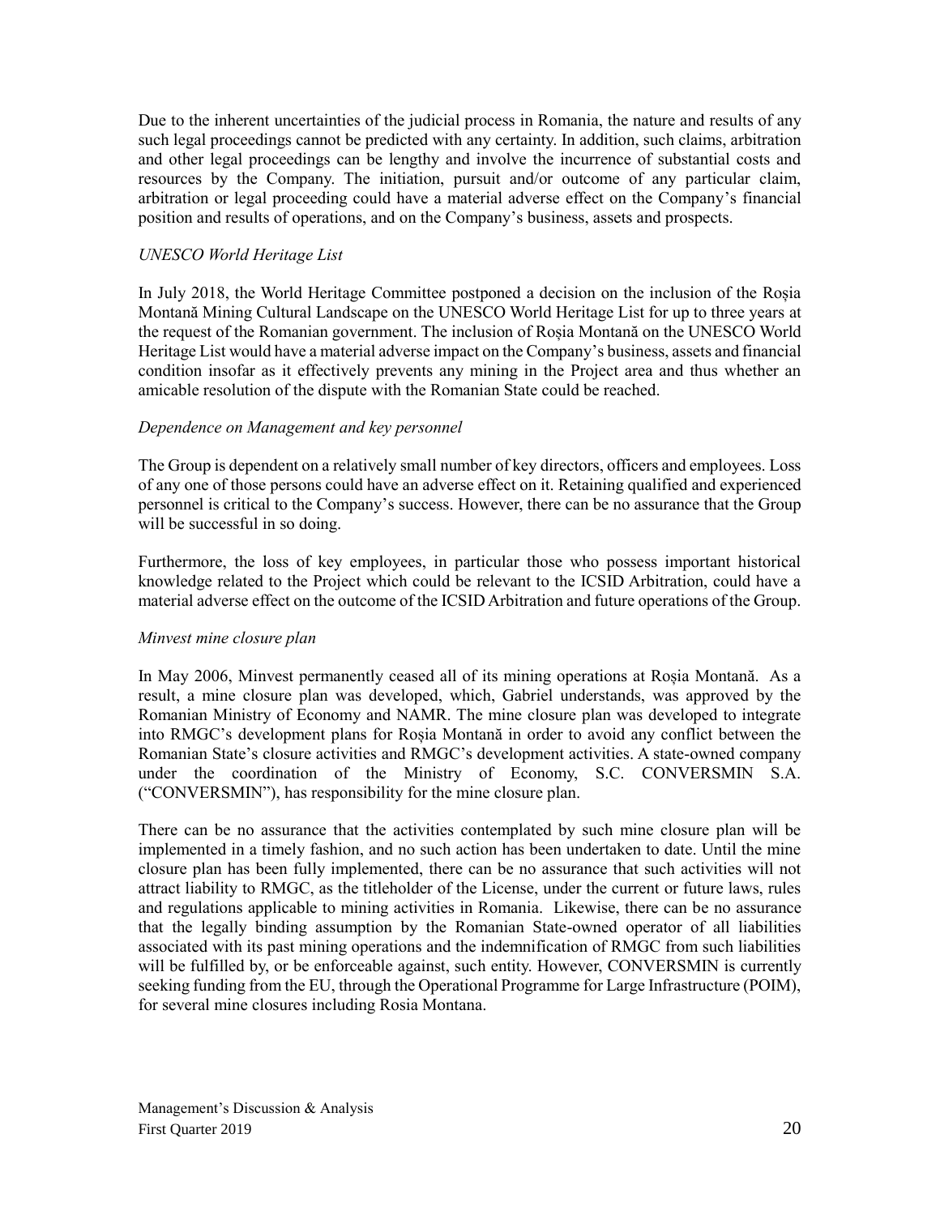Due to the inherent uncertainties of the judicial process in Romania, the nature and results of any such legal proceedings cannot be predicted with any certainty. In addition, such claims, arbitration and other legal proceedings can be lengthy and involve the incurrence of substantial costs and resources by the Company. The initiation, pursuit and/or outcome of any particular claim, arbitration or legal proceeding could have a material adverse effect on the Company's financial position and results of operations, and on the Company's business, assets and prospects.

*UNESCO World Heritage List*

In July 2018, the World Heritage Committee postponed a decision on the inclusion of the Roșia Montană Mining Cultural Landscape on the UNESCO World Heritage List for up to three years at the request of the Romanian government. The inclusion of Roșia Montană on the UNESCO World Heritage List would have a material adverse impact on the Company's business, assets and financial condition insofar as it effectively prevents any mining in the Project area and thus whether an amicable resolution of the dispute with the Romanian State could be reached.

*Dependence on Management and key personnel*

The Group is dependent on a relatively small number of key directors, officers and employees. Loss of any one of those persons could have an adverse effect on it. Retaining qualified and experienced personnel is critical to the Company's success. However, there can be no assurance that the Group will be successful in so doing.

Furthermore, the loss of key employees, in particular those who possess important historical knowledge related to the Project which could be relevant to the ICSID Arbitration, could have a material adverse effect on the outcome of the ICSID Arbitration and future operations of the Group.

*Minvest mine closure plan*

In May 2006, Minvest permanently ceased all of its mining operations at Roșia Montană. As a result, a mine closure plan was developed, which, Gabriel understands, was approved by the Romanian Ministry of Economy and NAMR. The mine closure plan was developed to integrate into RMGC's development plans for Roșia Montană in order to avoid any conflict between the Romanian State's closure activities and RMGC's development activities. A state-owned company under the coordination of the Ministry of Economy, S.C. CONVERSMIN S.A. ("CONVERSMIN"), has responsibility for the mine closure plan.

There can be no assurance that the activities contemplated by such mine closure plan will be implemented in a timely fashion, and no such action has been undertaken to date. Until the mine closure plan has been fully implemented, there can be no assurance that such activities will not attract liability to RMGC, as the titleholder of the License, under the current or future laws, rules and regulations applicable to mining activities in Romania. Likewise, there can be no assurance that the legally binding assumption by the Romanian State-owned operator of all liabilities associated with its past mining operations and the indemnification of RMGC from such liabilities will be fulfilled by, or be enforceable against, such entity. However, CONVERSMIN is currently seeking funding from the EU, through the Operational Programme for Large Infrastructure (POIM), for several mine closures including Rosia Montana.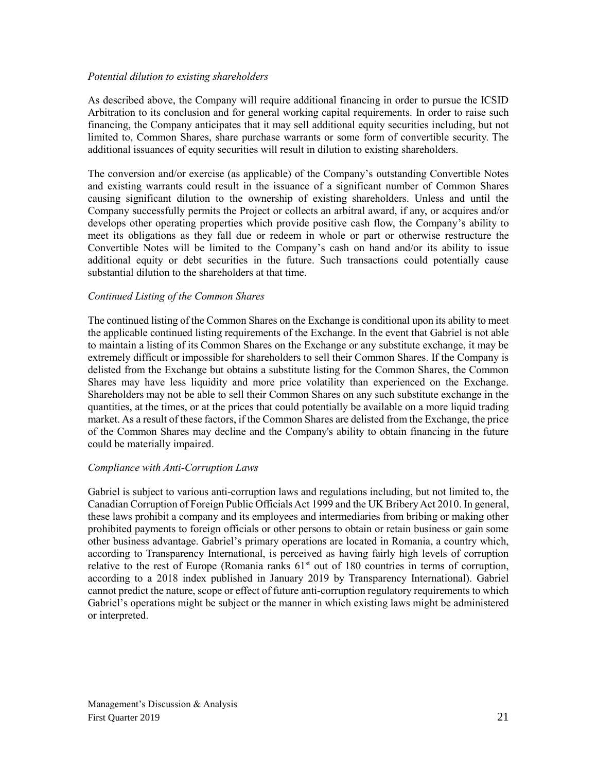*Potential dilution to existing shareholders*

As described above, the Company will require additional financing in order to pursue the ICSID Arbitration to its conclusion and for general working capital requirements. In order to raise such financing, the Company anticipates that it may sell additional equity securities including, but not limited to, Common Shares, share purchase warrants or some form of convertible security. The additional issuances of equity securities will result in dilution to existing shareholders.

The conversion and/or exercise (as applicable) of the Company's outstanding Convertible Notes and existing warrants could result in the issuance of a significant number of Common Shares causing significant dilution to the ownership of existing shareholders. Unless and until the Company successfully permits the Project or collects an arbitral award, if any, or acquires and/or develops other operating properties which provide positive cash flow, the Company's ability to meet its obligations as they fall due or redeem in whole or part or otherwise restructure the Convertible Notes will be limited to the Company's cash on hand and/or its ability to issue additional equity or debt securities in the future. Such transactions could potentially cause substantial dilution to the shareholders at that time.

*Continued Listing of the Common Shares*

The continued listing of the Common Shares on the Exchange is conditional upon its ability to meet the applicable continued listing requirements of the Exchange. In the event that Gabriel is not able to maintain a listing of its Common Shares on the Exchange or any substitute exchange, it may be extremely difficult or impossible for shareholders to sell their Common Shares. If the Company is delisted from the Exchange but obtains a substitute listing for the Common Shares, the Common Shares may have less liquidity and more price volatility than experienced on the Exchange. Shareholders may not be able to sell their Common Shares on any such substitute exchange in the quantities, at the times, or at the prices that could potentially be available on a more liquid trading market. As a result of these factors, if the Common Shares are delisted from the Exchange, the price of the Common Shares may decline and the Company's ability to obtain financing in the future could be materially impaired.

*Compliance with Anti-Corruption Laws*

Gabriel is subject to various anti-corruption laws and regulations including, but not limited to, the Canadian Corruption of Foreign Public Officials Act 1999 and the UK Bribery Act 2010. In general, these laws prohibit a company and its employees and intermediaries from bribing or making other prohibited payments to foreign officials or other persons to obtain or retain business or gain some other business advantage. Gabriel's primary operations are located in Romania, a country which, according to Transparency International, is perceived as having fairly high levels of corruption relative to the rest of Europe (Romania ranks 61st out of 180 countries in terms of corruption, according to a 2018 index published in January 2019 by Transparency International). Gabriel cannot predict the nature, scope or effect of future anti-corruption regulatory requirements to which Gabriel's operations might be subject or the manner in which existing laws might be administered or interpreted.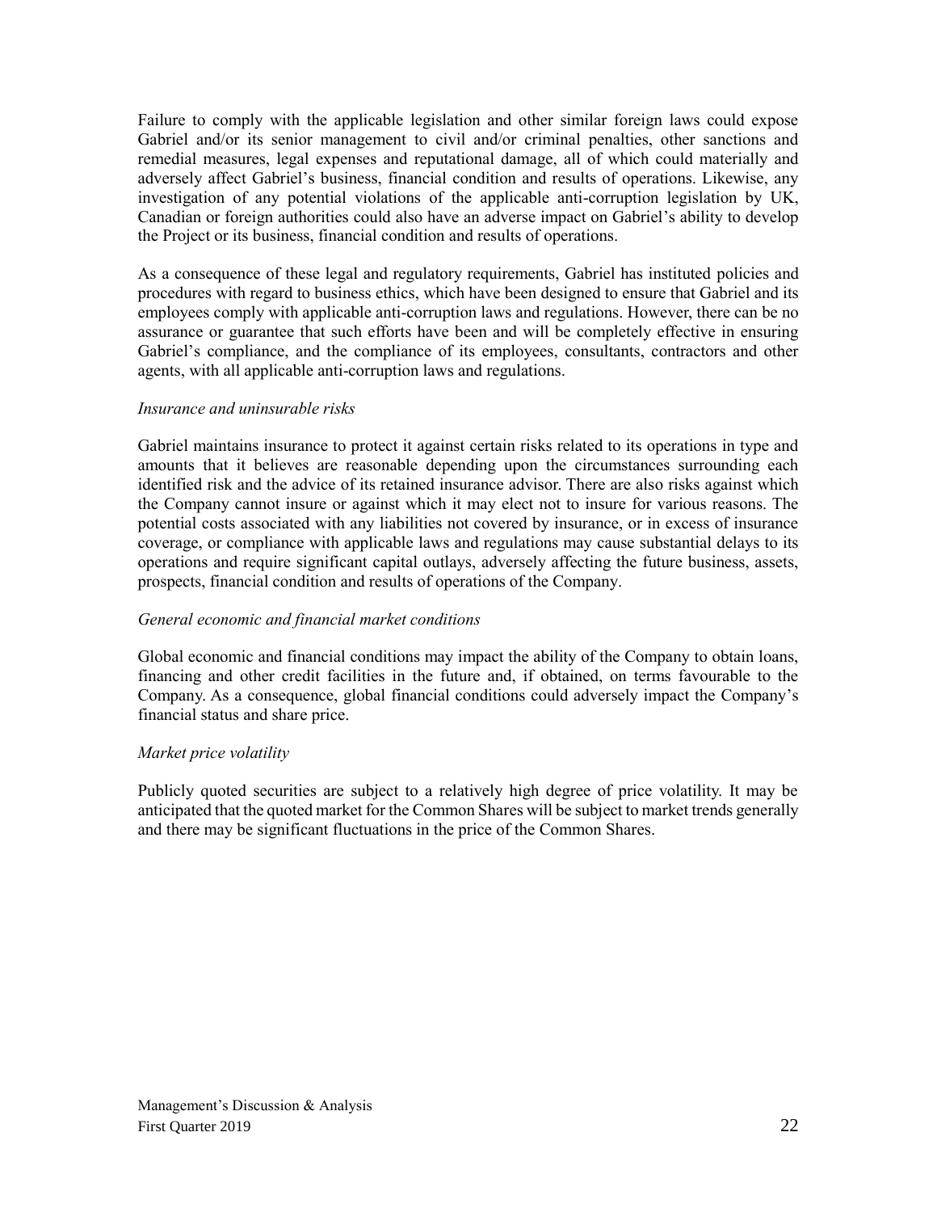Failure to comply with the applicable legislation and other similar foreign laws could expose Gabriel and/or its senior management to civil and/or criminal penalties, other sanctions and remedial measures, legal expenses and reputational damage, all of which could materially and adversely affect Gabriel's business, financial condition and results of operations. Likewise, any investigation of any potential violations of the applicable anti-corruption legislation by UK, Canadian or foreign authorities could also have an adverse impact on Gabriel's ability to develop the Project or its business, financial condition and results of operations.

As a consequence of these legal and regulatory requirements, Gabriel has instituted policies and procedures with regard to business ethics, which have been designed to ensure that Gabriel and its employees comply with applicable anti-corruption laws and regulations. However, there can be no assurance or guarantee that such efforts have been and will be completely effective in ensuring Gabriel's compliance, and the compliance of its employees, consultants, contractors and other agents, with all applicable anti-corruption laws and regulations.

*Insurance and uninsurable risks*

Gabriel maintains insurance to protect it against certain risks related to its operations in type and amounts that it believes are reasonable depending upon the circumstances surrounding each identified risk and the advice of its retained insurance advisor. There are also risks against which the Company cannot insure or against which it may elect not to insure for various reasons. The potential costs associated with any liabilities not covered by insurance, or in excess of insurance coverage, or compliance with applicable laws and regulations may cause substantial delays to its operations and require significant capital outlays, adversely affecting the future business, assets, prospects, financial condition and results of operations of the Company.

*General economic and financial market conditions*

Global economic and financial conditions may impact the ability of the Company to obtain loans, financing and other credit facilities in the future and, if obtained, on terms favourable to the Company. As a consequence, global financial conditions could adversely impact the Company's financial status and share price.

*Market price volatility*

Publicly quoted securities are subject to a relatively high degree of price volatility. It may be anticipated that the quoted market for the Common Shares will be subject to market trends generally and there may be significant fluctuations in the price of the Common Shares.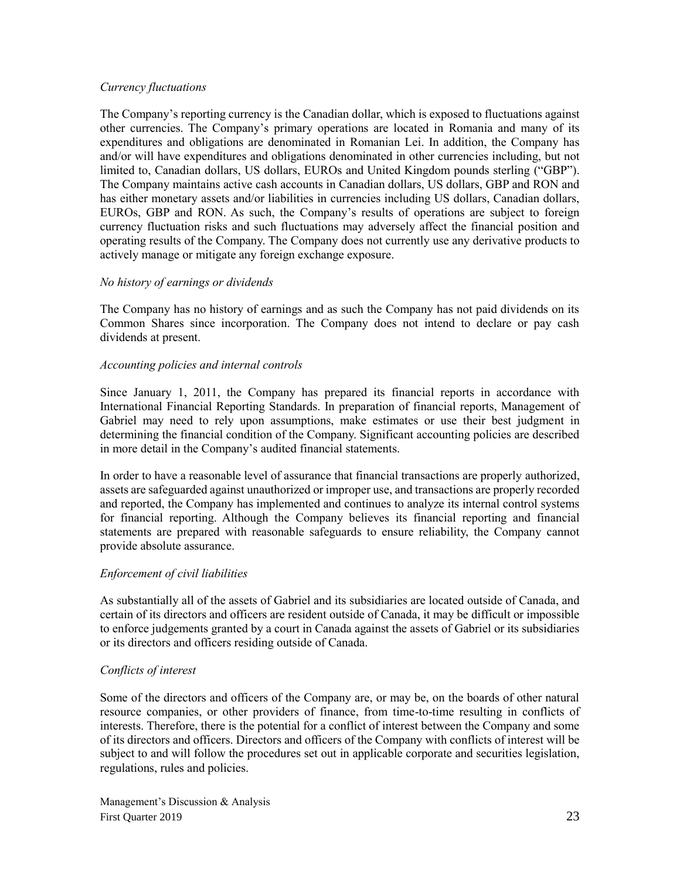*Currency fluctuations*

The Company's reporting currency is the Canadian dollar, which is exposed to fluctuations against other currencies. The Company's primary operations are located in Romania and many of its expenditures and obligations are denominated in Romanian Lei. In addition, the Company has and/or will have expenditures and obligations denominated in other currencies including, but not limited to, Canadian dollars, US dollars, EUROs and United Kingdom pounds sterling ("GBP"). The Company maintains active cash accounts in Canadian dollars, US dollars, GBP and RON and has either monetary assets and/or liabilities in currencies including US dollars, Canadian dollars, EUROs, GBP and RON. As such, the Company's results of operations are subject to foreign currency fluctuation risks and such fluctuations may adversely affect the financial position and operating results of the Company. The Company does not currently use any derivative products to actively manage or mitigate any foreign exchange exposure.

*No history of earnings or dividends*

The Company has no history of earnings and as such the Company has not paid dividends on its Common Shares since incorporation. The Company does not intend to declare or pay cash dividends at present.

*Accounting policies and internal controls*

Since January 1, 2011, the Company has prepared its financial reports in accordance with International Financial Reporting Standards. In preparation of financial reports, Management of Gabriel may need to rely upon assumptions, make estimates or use their best judgment in determining the financial condition of the Company. Significant accounting policies are described in more detail in the Company's audited financial statements.

In order to have a reasonable level of assurance that financial transactions are properly authorized, assets are safeguarded against unauthorized or improper use, and transactions are properly recorded and reported, the Company has implemented and continues to analyze its internal control systems for financial reporting. Although the Company believes its financial reporting and financial statements are prepared with reasonable safeguards to ensure reliability, the Company cannot provide absolute assurance.

*Enforcement of civil liabilities*

As substantially all of the assets of Gabriel and its subsidiaries are located outside of Canada, and certain of its directors and officers are resident outside of Canada, it may be difficult or impossible to enforce judgements granted by a court in Canada against the assets of Gabriel or its subsidiaries or its directors and officers residing outside of Canada.

*Conflicts of interest*

Some of the directors and officers of the Company are, or may be, on the boards of other natural resource companies, or other providers of finance, from time-to-time resulting in conflicts of interests. Therefore, there is the potential for a conflict of interest between the Company and some of its directors and officers. Directors and officers of the Company with conflicts of interest will be subject to and will follow the procedures set out in applicable corporate and securities legislation, regulations, rules and policies.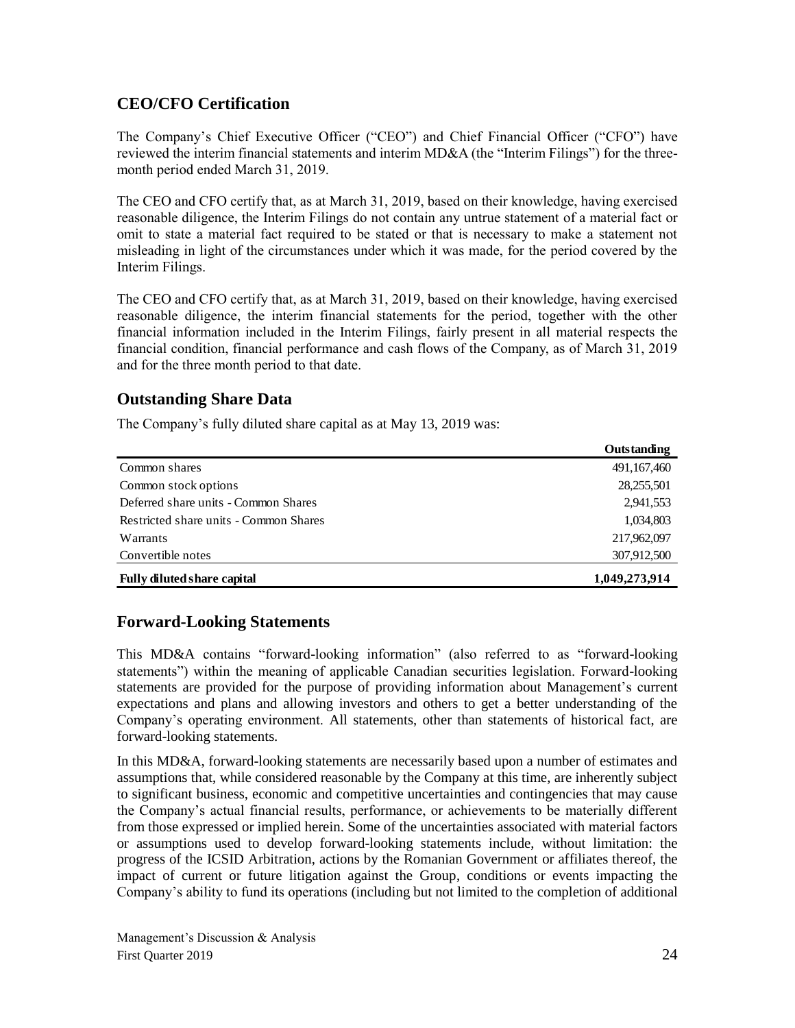## CEO/CFO Certification

The Company's Chief Executive Officer ("CEO") and Chief Financial Officer ("CFO") have reviewed the interim financial statements and interim MD&A (the "Interim Filings") for the three-month period ended March 31, 2019.

The CEO and CFO certify that, as at March 31, 2019, based on their knowledge, having exercised reasonable diligence, the Interim Filings do not contain any untrue statement of a material fact or omit to state a material fact required to be stated or that is necessary to make a statement not misleading in light of the circumstances under which it was made, for the period covered by the Interim Filings.

The CEO and CFO certify that, as at March 31, 2019, based on their knowledge, having exercised reasonable diligence, the interim financial statements for the period, together with the other financial information included in the Interim Filings, fairly present in all material respects the financial condition, financial performance and cash flows of the Company, as of March 31, 2019 and for the three month period to that date.

## Outstanding Share Data

The Company's fully diluted share capital as at May 13, 2019 was:

| | **Outstanding** |
|---|---|
| Common shares | 491,167,460 |
| Common stock options | 28,255,501 |
| Deferred share units - Common Shares | 2,941,553 |
| Restricted share units - Common Shares | 1,034,803 |
| Warrants | 217,962,097 |
| Convertible notes | 307,912,500 |
| **Fully diluted share capital** | **1,049,273,914** |

## Forward-Looking Statements

This MD&A contains "forward-looking information" (also referred to as "forward-looking statements") within the meaning of applicable Canadian securities legislation. Forward-looking statements are provided for the purpose of providing information about Management's current expectations and plans and allowing investors and others to get a better understanding of the Company's operating environment. All statements, other than statements of historical fact, are forward-looking statements.

In this MD&A, forward-looking statements are necessarily based upon a number of estimates and assumptions that, while considered reasonable by the Company at this time, are inherently subject to significant business, economic and competitive uncertainties and contingencies that may cause the Company's actual financial results, performance, or achievements to be materially different from those expressed or implied herein. Some of the uncertainties associated with material factors or assumptions used to develop forward-looking statements include, without limitation: the progress of the ICSID Arbitration, actions by the Romanian Government or affiliates thereof, the impact of current or future litigation against the Group, conditions or events impacting the Company's ability to fund its operations (including but not limited to the completion of additional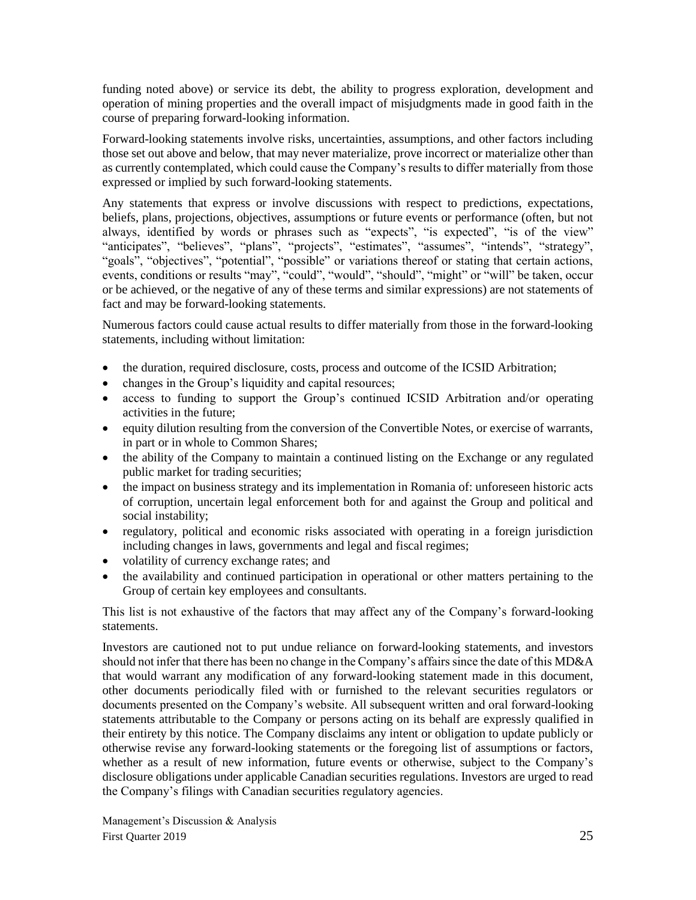funding noted above) or service its debt, the ability to progress exploration, development and operation of mining properties and the overall impact of misjudgments made in good faith in the course of preparing forward-looking information.

Forward-looking statements involve risks, uncertainties, assumptions, and other factors including those set out above and below, that may never materialize, prove incorrect or materialize other than as currently contemplated, which could cause the Company's results to differ materially from those expressed or implied by such forward-looking statements.

Any statements that express or involve discussions with respect to predictions, expectations, beliefs, plans, projections, objectives, assumptions or future events or performance (often, but not always, identified by words or phrases such as "expects", "is expected", "is of the view" "anticipates", "believes", "plans", "projects", "estimates", "assumes", "intends", "strategy", "goals", "objectives", "potential", "possible" or variations thereof or stating that certain actions, events, conditions or results "may", "could", "would", "should", "might" or "will" be taken, occur or be achieved, or the negative of any of these terms and similar expressions) are not statements of fact and may be forward-looking statements.

Numerous factors could cause actual results to differ materially from those in the forward-looking statements, including without limitation:

- the duration, required disclosure, costs, process and outcome of the ICSID Arbitration;
- changes in the Group's liquidity and capital resources;
- access to funding to support the Group's continued ICSID Arbitration and/or operating activities in the future;
- equity dilution resulting from the conversion of the Convertible Notes, or exercise of warrants, in part or in whole to Common Shares;
- the ability of the Company to maintain a continued listing on the Exchange or any regulated public market for trading securities;
- the impact on business strategy and its implementation in Romania of: unforeseen historic acts of corruption, uncertain legal enforcement both for and against the Group and political and social instability;
- regulatory, political and economic risks associated with operating in a foreign jurisdiction including changes in laws, governments and legal and fiscal regimes;
- volatility of currency exchange rates; and
- the availability and continued participation in operational or other matters pertaining to the Group of certain key employees and consultants.

This list is not exhaustive of the factors that may affect any of the Company's forward-looking statements.

Investors are cautioned not to put undue reliance on forward-looking statements, and investors should not infer that there has been no change in the Company's affairs since the date of this MD&A that would warrant any modification of any forward-looking statement made in this document, other documents periodically filed with or furnished to the relevant securities regulators or documents presented on the Company's website. All subsequent written and oral forward-looking statements attributable to the Company or persons acting on its behalf are expressly qualified in their entirety by this notice. The Company disclaims any intent or obligation to update publicly or otherwise revise any forward-looking statements or the foregoing list of assumptions or factors, whether as a result of new information, future events or otherwise, subject to the Company's disclosure obligations under applicable Canadian securities regulations. Investors are urged to read the Company's filings with Canadian securities regulatory agencies.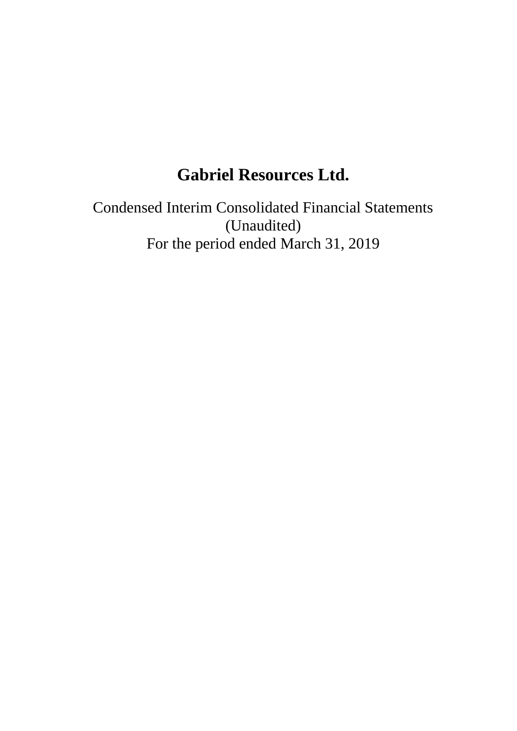# Gabriel Resources Ltd.

Condensed Interim Consolidated Financial Statements
(Unaudited)
For the period ended March 31, 2019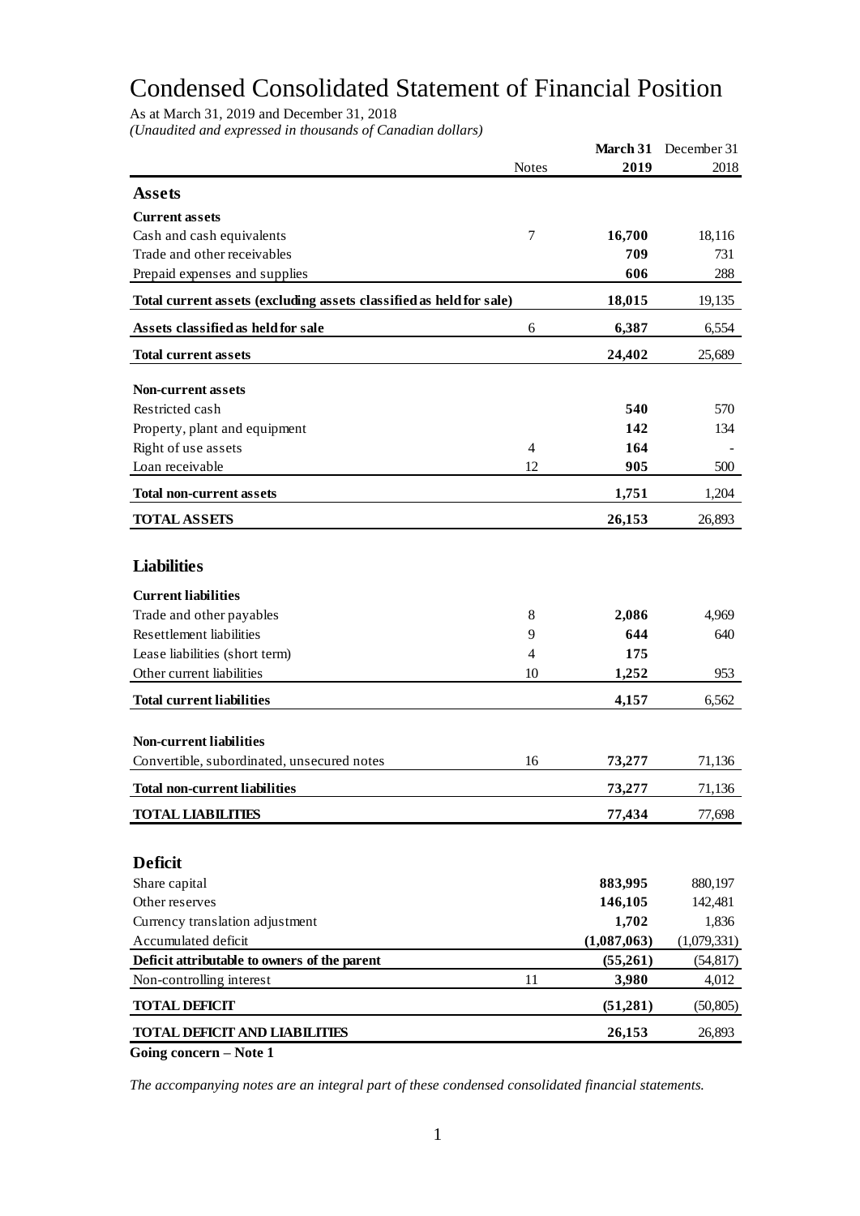# Condensed Consolidated Statement of Financial Position

As at March 31, 2019 and December 31, 2018

*(Unaudited and expressed in thousands of Canadian dollars)*

| | Notes | **March 31 2019** | December 31 2018 |
|---|---|---|---|
| **Assets** | | | |
| **Current assets** | | | |
| Cash and cash equivalents | 7 | **16,700** | 18,116 |
| Trade and other receivables | | **709** | 731 |
| Prepaid expenses and supplies | | **606** | 288 |
| **Total current assets (excluding assets classified as held for sale)** | | **18,015** | 19,135 |
| **Assets classified as held for sale** | 6 | **6,387** | 6,554 |
| **Total current assets** | | **24,402** | 25,689 |
| **Non-current assets** | | | |
| Restricted cash | | **540** | 570 |
| Property, plant and equipment | | **142** | 134 |
| Right of use assets | 4 | **164** | - |
| Loan receivable | 12 | **905** | 500 |
| **Total non-current assets** | | **1,751** | 1,204 |
| **TOTAL ASSETS** | | **26,153** | 26,893 |
| **Liabilities** | | | |
| **Current liabilities** | | | |
| Trade and other payables | 8 | **2,086** | 4,969 |
| Resettlement liabilities | 9 | **644** | 640 |
| Lease liabilities (short term) | 4 | **175** | |
| Other current liabilities | 10 | **1,252** | 953 |
| **Total current liabilities** | | **4,157** | 6,562 |
| **Non-current liabilities** | | | |
| Convertible, subordinated, unsecured notes | 16 | **73,277** | 71,136 |
| **Total non-current liabilities** | | **73,277** | 71,136 |
| **TOTAL LIABILITIES** | | **77,434** | 77,698 |
| **Deficit** | | | |
| Share capital | | **883,995** | 880,197 |
| Other reserves | | **146,105** | 142,481 |
| Currency translation adjustment | | **1,702** | 1,836 |
| Accumulated deficit | | **(1,087,063)** | (1,079,331) |
| **Deficit attributable to owners of the parent** | | **(55,261)** | (54,817) |
| Non-controlling interest | 11 | **3,980** | 4,012 |
| **TOTAL DEFICIT** | | **(51,281)** | (50,805) |
| **TOTAL DEFICIT AND LIABILITIES** | | **26,153** | 26,893 |

**Going concern – Note 1**

*The accompanying notes are an integral part of these condensed consolidated financial statements.*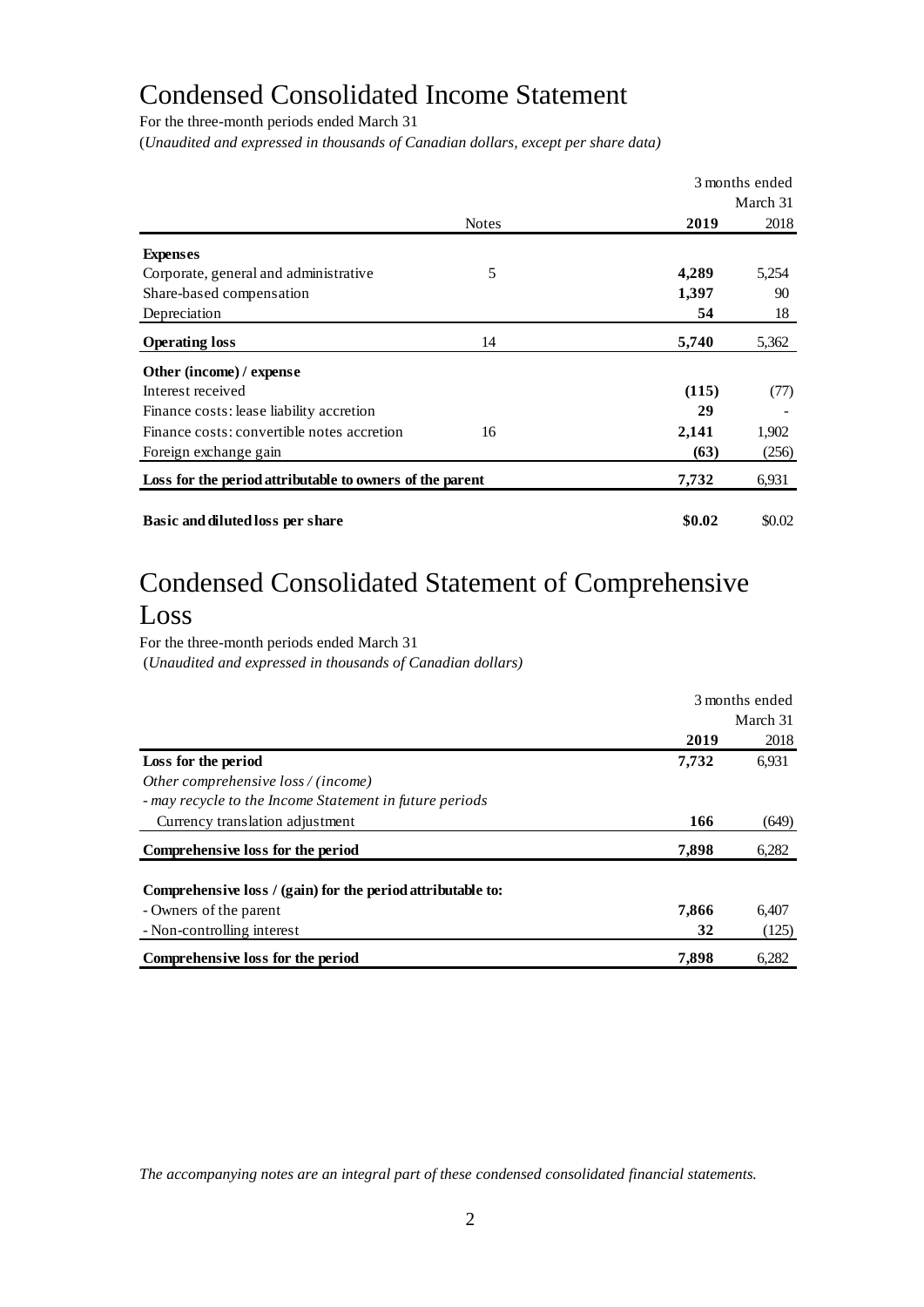# Condensed Consolidated Income Statement

For the three-month periods ended March 31

(*Unaudited and expressed in thousands of Canadian dollars, except per share data)*

| | Notes | 3 months ended March 31 2019 | 3 months ended March 31 2018 |
|---|---|---|---|
| **Expenses** | | | |
| Corporate, general and administrative | 5 | **4,289** | 5,254 |
| Share-based compensation | | **1,397** | 90 |
| Depreciation | | **54** | 18 |
| **Operating loss** | 14 | **5,740** | 5,362 |
| **Other (income) / expense** | | | |
| Interest received | | **(115)** | (77) |
| Finance costs: lease liability accretion | | **29** | - |
| Finance costs: convertible notes accretion | 16 | **2,141** | 1,902 |
| Foreign exchange gain | | **(63)** | (256) |
| **Loss for the period attributable to owners of the parent** | | **7,732** | 6,931 |
| **Basic and diluted loss per share** | | **\$0.02** | \$0.02 |

# Condensed Consolidated Statement of Comprehensive Loss

For the three-month periods ended March 31

(*Unaudited and expressed in thousands of Canadian dollars)*

| | 3 months ended March 31 2019 | 3 months ended March 31 2018 |
|---|---|---|
| **Loss for the period** | **7,732** | 6,931 |
| *Other comprehensive loss / (income)* | | |
| *- may recycle to the Income Statement in future periods* | | |
| Currency translation adjustment | **166** | (649) |
| **Comprehensive loss for the period** | **7,898** | 6,282 |
| **Comprehensive loss / (gain) for the period attributable to:** | | |
| - Owners of the parent | **7,866** | 6,407 |
| - Non-controlling interest | **32** | (125) |
| **Comprehensive loss for the period** | **7,898** | 6,282 |

*The accompanying notes are an integral part of these condensed consolidated financial statements.*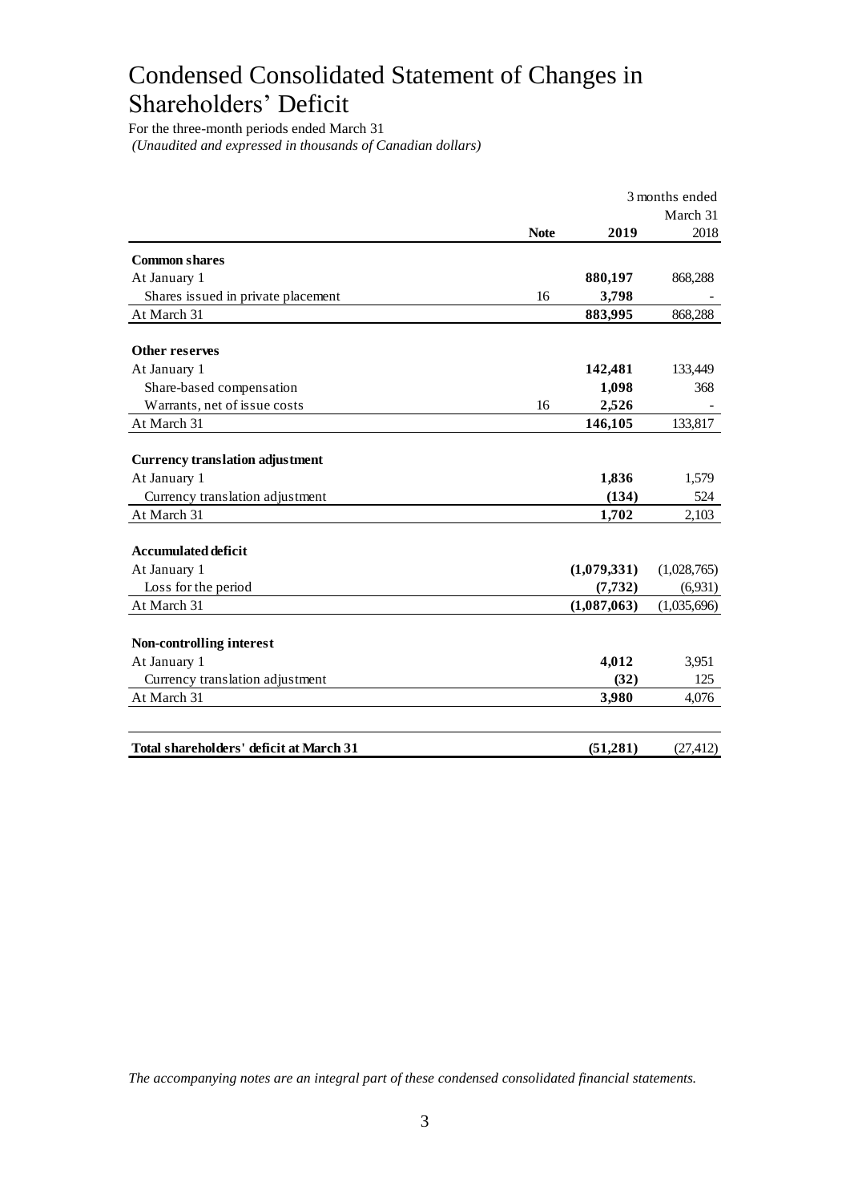# Condensed Consolidated Statement of Changes in Shareholders' Deficit

For the three-month periods ended March 31

*(Unaudited and expressed in thousands of Canadian dollars)*

| | | 3 months ended March 31 | |
|---|---|---|---|
| | **Note** | **2019** | 2018 |
| **Common shares** | | | |
| At January 1 | | **880,197** | 868,288 |
| Shares issued in private placement | 16 | **3,798** | - |
| At March 31 | | **883,995** | 868,288 |
| **Other reserves** | | | |
| At January 1 | | **142,481** | 133,449 |
| Share-based compensation | | **1,098** | 368 |
| Warrants, net of issue costs | 16 | **2,526** | - |
| At March 31 | | **146,105** | 133,817 |
| **Currency translation adjustment** | | | |
| At January 1 | | **1,836** | 1,579 |
| Currency translation adjustment | | **(134)** | 524 |
| At March 31 | | **1,702** | 2,103 |
| **Accumulated deficit** | | | |
| At January 1 | | **(1,079,331)** | (1,028,765) |
| Loss for the period | | **(7,732)** | (6,931) |
| At March 31 | | **(1,087,063)** | (1,035,696) |
| **Non-controlling interest** | | | |
| At January 1 | | **4,012** | 3,951 |
| Currency translation adjustment | | **(32)** | 125 |
| At March 31 | | **3,980** | 4,076 |
| **Total shareholders' deficit at March 31** | | **(51,281)** | (27,412) |

*The accompanying notes are an integral part of these condensed consolidated financial statements.*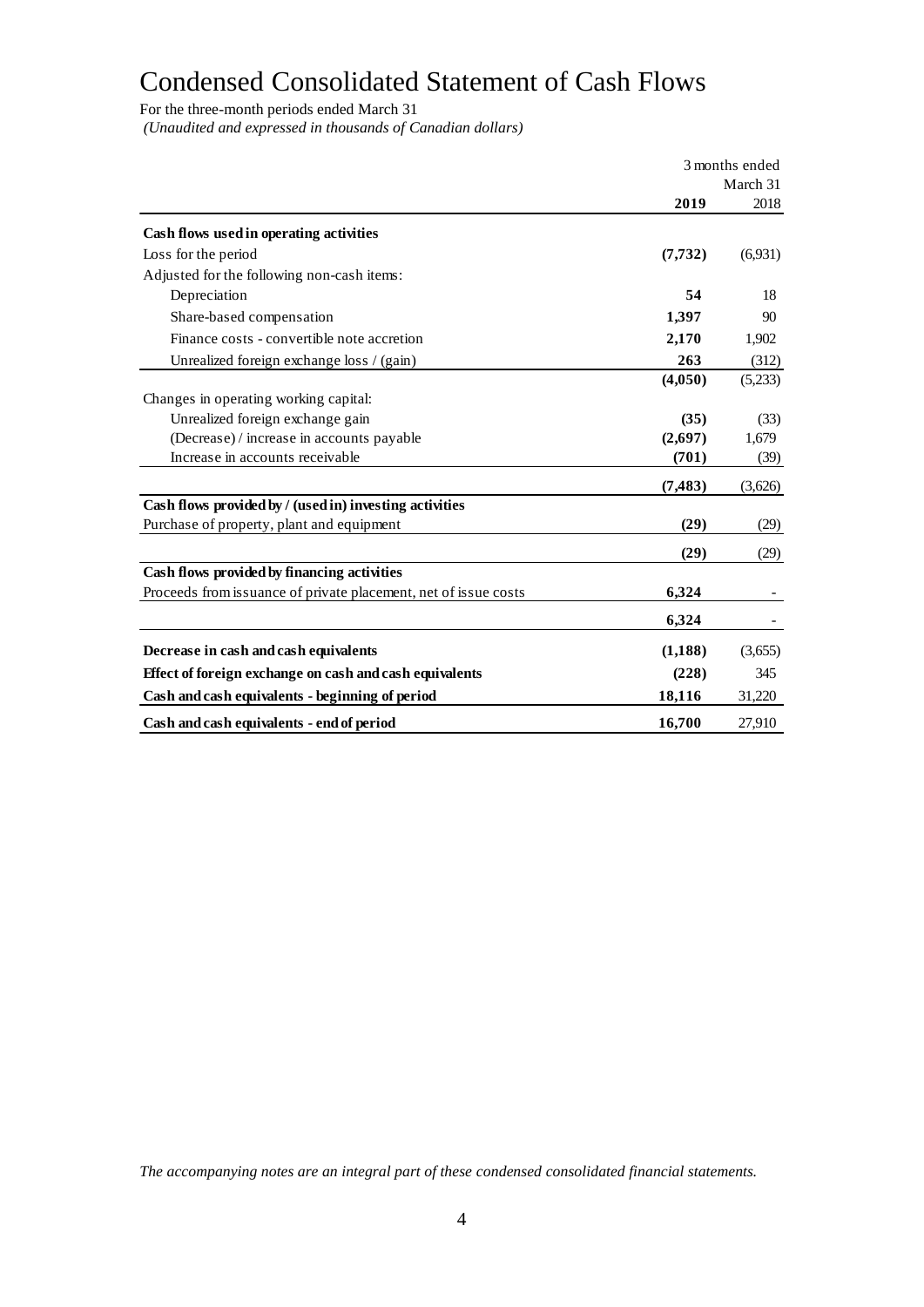# Condensed Consolidated Statement of Cash Flows

For the three-month periods ended March 31
*(Unaudited and expressed in thousands of Canadian dollars)*

| | 3 months ended March 31 | |
|---|---|---|
| | **2019** | 2018 |
| **Cash flows used in operating activities** | | |
| Loss for the period | **(7,732)** | (6,931) |
| Adjusted for the following non-cash items: | | |
| Depreciation | **54** | 18 |
| Share-based compensation | **1,397** | 90 |
| Finance costs - convertible note accretion | **2,170** | 1,902 |
| Unrealized foreign exchange loss / (gain) | **263** | (312) |
| | **(4,050)** | (5,233) |
| Changes in operating working capital: | | |
| Unrealized foreign exchange gain | **(35)** | (33) |
| (Decrease) / increase in accounts payable | **(2,697)** | 1,679 |
| Increase in accounts receivable | **(701)** | (39) |
| | **(7,483)** | (3,626) |
| **Cash flows provided by / (used in) investing activities** | | |
| Purchase of property, plant and equipment | **(29)** | (29) |
| | **(29)** | (29) |
| **Cash flows provided by financing activities** | | |
| Proceeds from issuance of private placement, net of issue costs | **6,324** | - |
| | **6,324** | - |
| **Decrease in cash and cash equivalents** | **(1,188)** | (3,655) |
| **Effect of foreign exchange on cash and cash equivalents** | **(228)** | 345 |
| **Cash and cash equivalents - beginning of period** | **18,116** | 31,220 |
| **Cash and cash equivalents - end of period** | **16,700** | 27,910 |

*The accompanying notes are an integral part of these condensed consolidated financial statements.*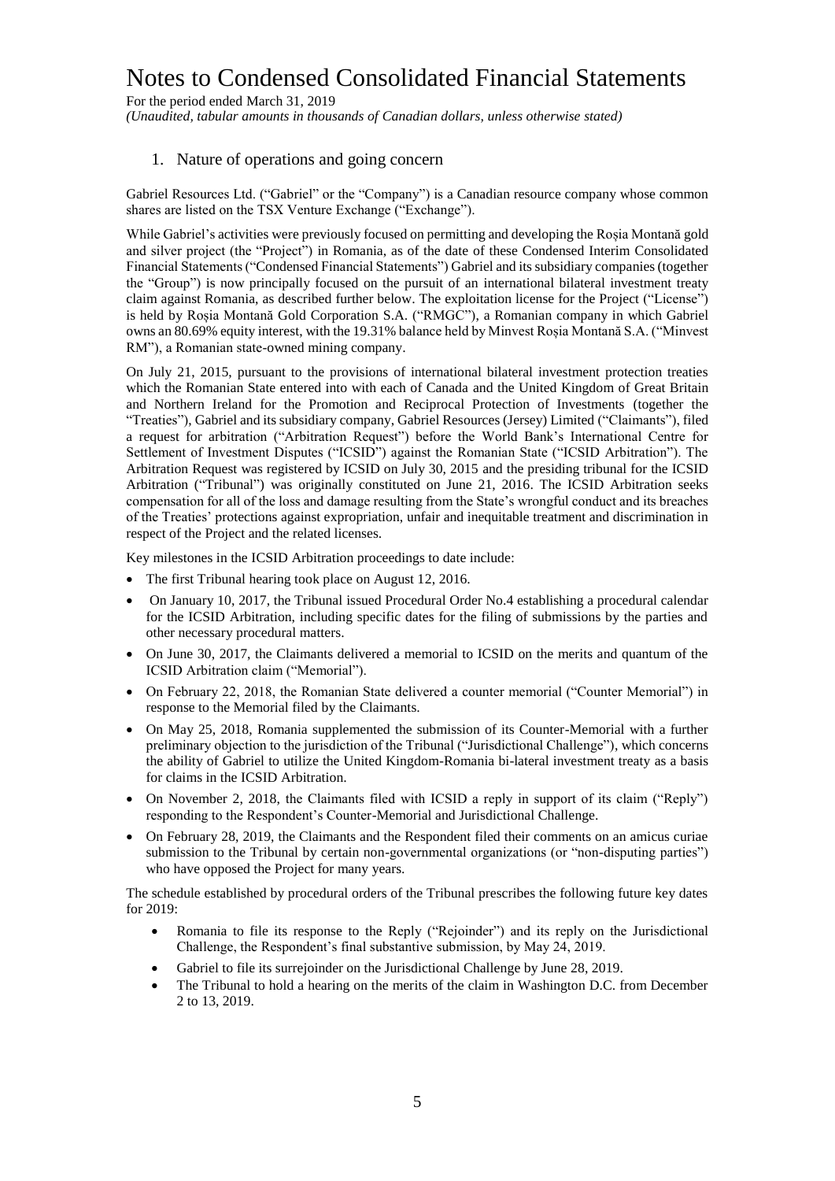# Notes to Condensed Consolidated Financial Statements

For the period ended March 31, 2019

*(Unaudited, tabular amounts in thousands of Canadian dollars, unless otherwise stated)*

## 1. Nature of operations and going concern

Gabriel Resources Ltd. ("Gabriel" or the "Company") is a Canadian resource company whose common shares are listed on the TSX Venture Exchange ("Exchange").

While Gabriel's activities were previously focused on permitting and developing the Roșia Montană gold and silver project (the "Project") in Romania, as of the date of these Condensed Interim Consolidated Financial Statements ("Condensed Financial Statements") Gabriel and its subsidiary companies (together the "Group") is now principally focused on the pursuit of an international bilateral investment treaty claim against Romania, as described further below. The exploitation license for the Project ("License") is held by Roșia Montană Gold Corporation S.A. ("RMGC"), a Romanian company in which Gabriel owns an 80.69% equity interest, with the 19.31% balance held by Minvest Roșia Montană S.A. ("Minvest RM"), a Romanian state-owned mining company.

On July 21, 2015, pursuant to the provisions of international bilateral investment protection treaties which the Romanian State entered into with each of Canada and the United Kingdom of Great Britain and Northern Ireland for the Promotion and Reciprocal Protection of Investments (together the "Treaties"), Gabriel and its subsidiary company, Gabriel Resources (Jersey) Limited ("Claimants"), filed a request for arbitration ("Arbitration Request") before the World Bank's International Centre for Settlement of Investment Disputes ("ICSID") against the Romanian State ("ICSID Arbitration"). The Arbitration Request was registered by ICSID on July 30, 2015 and the presiding tribunal for the ICSID Arbitration ("Tribunal") was originally constituted on June 21, 2016. The ICSID Arbitration seeks compensation for all of the loss and damage resulting from the State's wrongful conduct and its breaches of the Treaties' protections against expropriation, unfair and inequitable treatment and discrimination in respect of the Project and the related licenses.

Key milestones in the ICSID Arbitration proceedings to date include:

- The first Tribunal hearing took place on August 12, 2016.
- On January 10, 2017, the Tribunal issued Procedural Order No.4 establishing a procedural calendar for the ICSID Arbitration, including specific dates for the filing of submissions by the parties and other necessary procedural matters.
- On June 30, 2017, the Claimants delivered a memorial to ICSID on the merits and quantum of the ICSID Arbitration claim ("Memorial").
- On February 22, 2018, the Romanian State delivered a counter memorial ("Counter Memorial") in response to the Memorial filed by the Claimants.
- On May 25, 2018, Romania supplemented the submission of its Counter-Memorial with a further preliminary objection to the jurisdiction of the Tribunal ("Jurisdictional Challenge"), which concerns the ability of Gabriel to utilize the United Kingdom-Romania bi-lateral investment treaty as a basis for claims in the ICSID Arbitration.
- On November 2, 2018, the Claimants filed with ICSID a reply in support of its claim ("Reply") responding to the Respondent's Counter-Memorial and Jurisdictional Challenge.
- On February 28, 2019, the Claimants and the Respondent filed their comments on an amicus curiae submission to the Tribunal by certain non-governmental organizations (or "non-disputing parties") who have opposed the Project for many years.

The schedule established by procedural orders of the Tribunal prescribes the following future key dates for 2019:

- Romania to file its response to the Reply ("Rejoinder") and its reply on the Jurisdictional Challenge, the Respondent's final substantive submission, by May 24, 2019.
- Gabriel to file its surrejoinder on the Jurisdictional Challenge by June 28, 2019.
- The Tribunal to hold a hearing on the merits of the claim in Washington D.C. from December 2 to 13, 2019.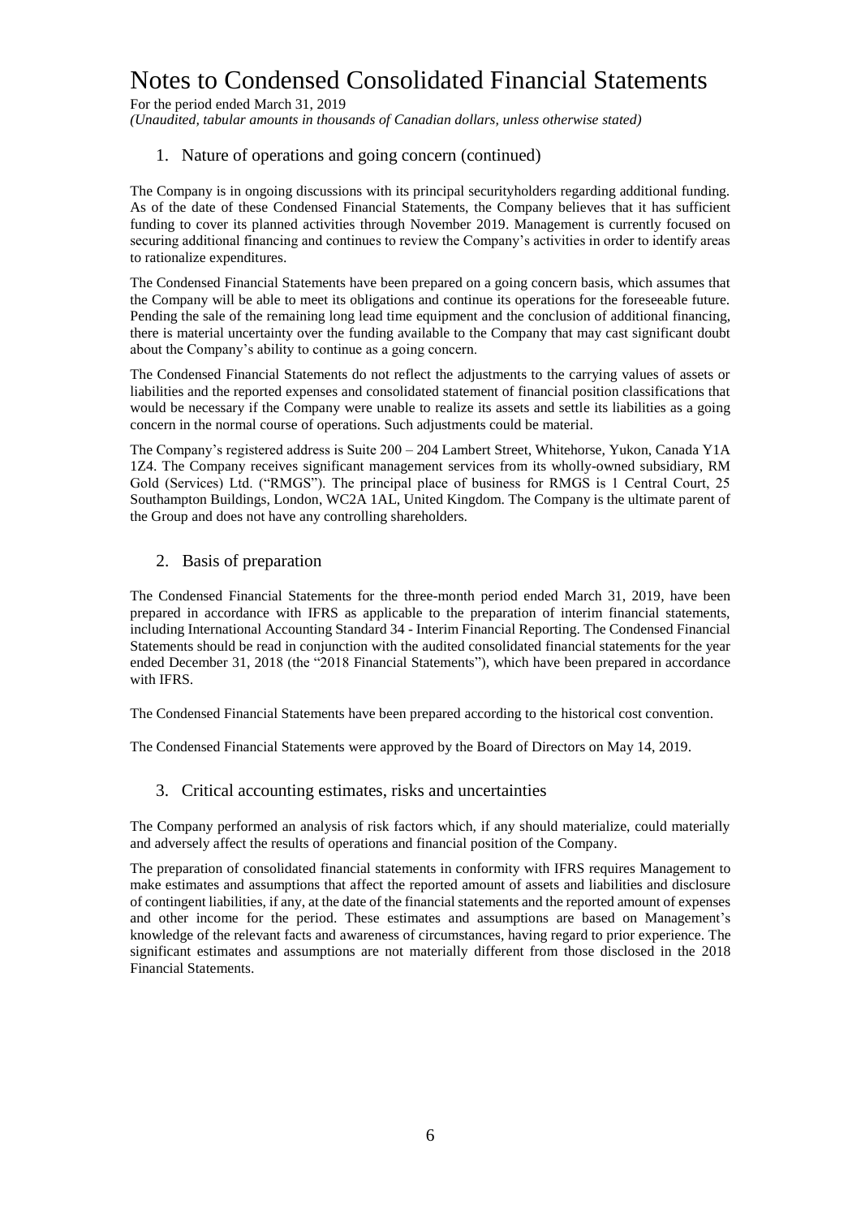# Notes to Condensed Consolidated Financial Statements

For the period ended March 31, 2019

*(Unaudited, tabular amounts in thousands of Canadian dollars, unless otherwise stated)*

## 1. Nature of operations and going concern (continued)

The Company is in ongoing discussions with its principal securityholders regarding additional funding. As of the date of these Condensed Financial Statements, the Company believes that it has sufficient funding to cover its planned activities through November 2019. Management is currently focused on securing additional financing and continues to review the Company's activities in order to identify areas to rationalize expenditures.

The Condensed Financial Statements have been prepared on a going concern basis, which assumes that the Company will be able to meet its obligations and continue its operations for the foreseeable future. Pending the sale of the remaining long lead time equipment and the conclusion of additional financing, there is material uncertainty over the funding available to the Company that may cast significant doubt about the Company's ability to continue as a going concern.

The Condensed Financial Statements do not reflect the adjustments to the carrying values of assets or liabilities and the reported expenses and consolidated statement of financial position classifications that would be necessary if the Company were unable to realize its assets and settle its liabilities as a going concern in the normal course of operations. Such adjustments could be material.

The Company's registered address is Suite 200 – 204 Lambert Street, Whitehorse, Yukon, Canada Y1A 1Z4. The Company receives significant management services from its wholly-owned subsidiary, RM Gold (Services) Ltd. ("RMGS"). The principal place of business for RMGS is 1 Central Court, 25 Southampton Buildings, London, WC2A 1AL, United Kingdom. The Company is the ultimate parent of the Group and does not have any controlling shareholders.

## 2. Basis of preparation

The Condensed Financial Statements for the three-month period ended March 31, 2019, have been prepared in accordance with IFRS as applicable to the preparation of interim financial statements, including International Accounting Standard 34 - Interim Financial Reporting. The Condensed Financial Statements should be read in conjunction with the audited consolidated financial statements for the year ended December 31, 2018 (the "2018 Financial Statements"), which have been prepared in accordance with IFRS.

The Condensed Financial Statements have been prepared according to the historical cost convention.

The Condensed Financial Statements were approved by the Board of Directors on May 14, 2019.

## 3. Critical accounting estimates, risks and uncertainties

The Company performed an analysis of risk factors which, if any should materialize, could materially and adversely affect the results of operations and financial position of the Company.

The preparation of consolidated financial statements in conformity with IFRS requires Management to make estimates and assumptions that affect the reported amount of assets and liabilities and disclosure of contingent liabilities, if any, at the date of the financial statements and the reported amount of expenses and other income for the period. These estimates and assumptions are based on Management's knowledge of the relevant facts and awareness of circumstances, having regard to prior experience. The significant estimates and assumptions are not materially different from those disclosed in the 2018 Financial Statements.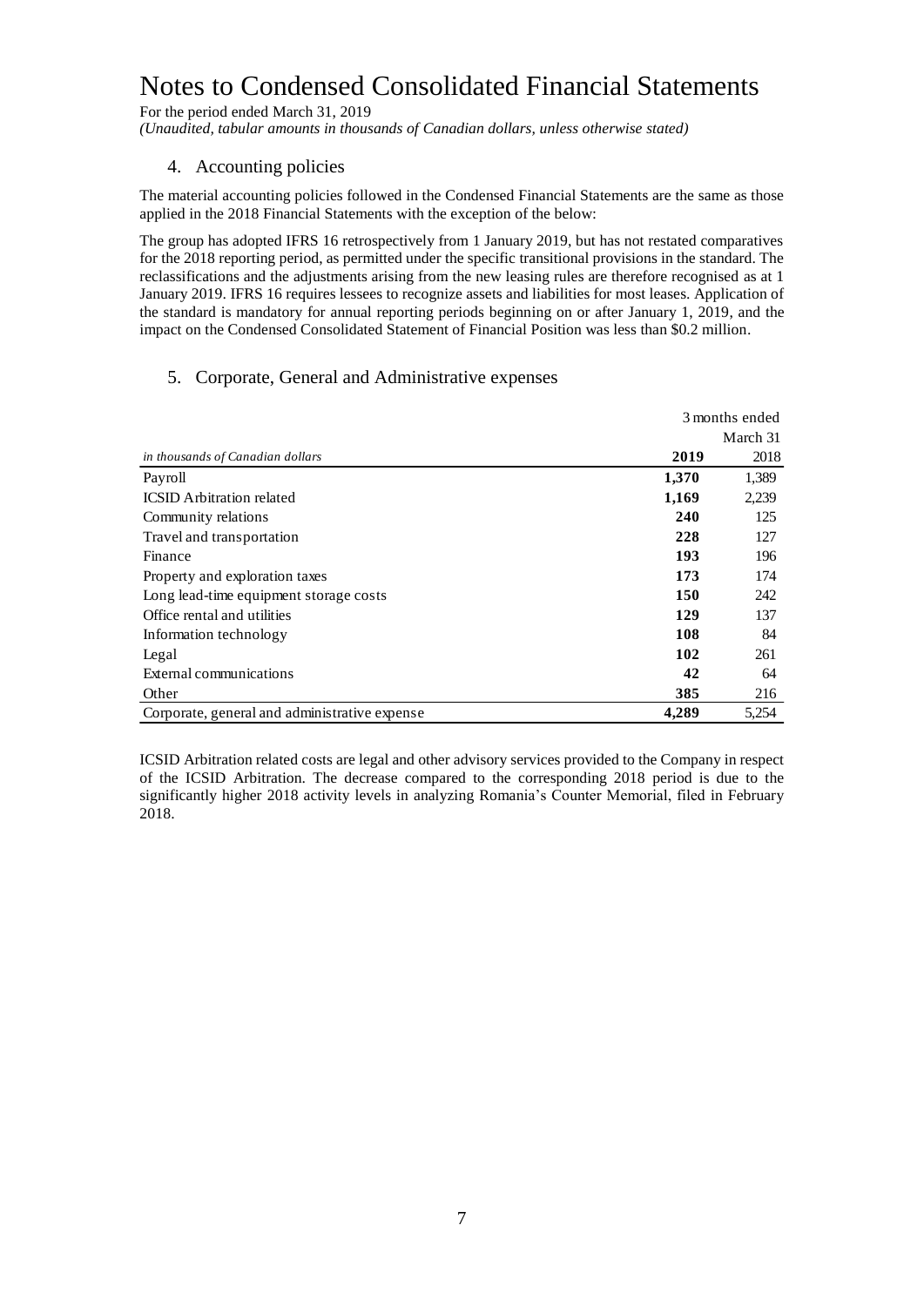# Notes to Condensed Consolidated Financial Statements

For the period ended March 31, 2019

*(Unaudited, tabular amounts in thousands of Canadian dollars, unless otherwise stated)*

## 4. Accounting policies

The material accounting policies followed in the Condensed Financial Statements are the same as those applied in the 2018 Financial Statements with the exception of the below:

The group has adopted IFRS 16 retrospectively from 1 January 2019, but has not restated comparatives for the 2018 reporting period, as permitted under the specific transitional provisions in the standard. The reclassifications and the adjustments arising from the new leasing rules are therefore recognised as at 1 January 2019. IFRS 16 requires lessees to recognize assets and liabilities for most leases. Application of the standard is mandatory for annual reporting periods beginning on or after January 1, 2019, and the impact on the Condensed Consolidated Statement of Financial Position was less than $0.2 million.

## 5. Corporate, General and Administrative expenses

| | 3 months ended March 31 | |
|---|---|---|
| *in thousands of Canadian dollars* | **2019** | 2018 |
| Payroll | **1,370** | 1,389 |
| ICSID Arbitration related | **1,169** | 2,239 |
| Community relations | **240** | 125 |
| Travel and transportation | **228** | 127 |
| Finance | **193** | 196 |
| Property and exploration taxes | **173** | 174 |
| Long lead-time equipment storage costs | **150** | 242 |
| Office rental and utilities | **129** | 137 |
| Information technology | **108** | 84 |
| Legal | **102** | 261 |
| External communications | **42** | 64 |
| Other | **385** | 216 |
| Corporate, general and administrative expense | **4,289** | 5,254 |

ICSID Arbitration related costs are legal and other advisory services provided to the Company in respect of the ICSID Arbitration. The decrease compared to the corresponding 2018 period is due to the significantly higher 2018 activity levels in analyzing Romania's Counter Memorial, filed in February 2018.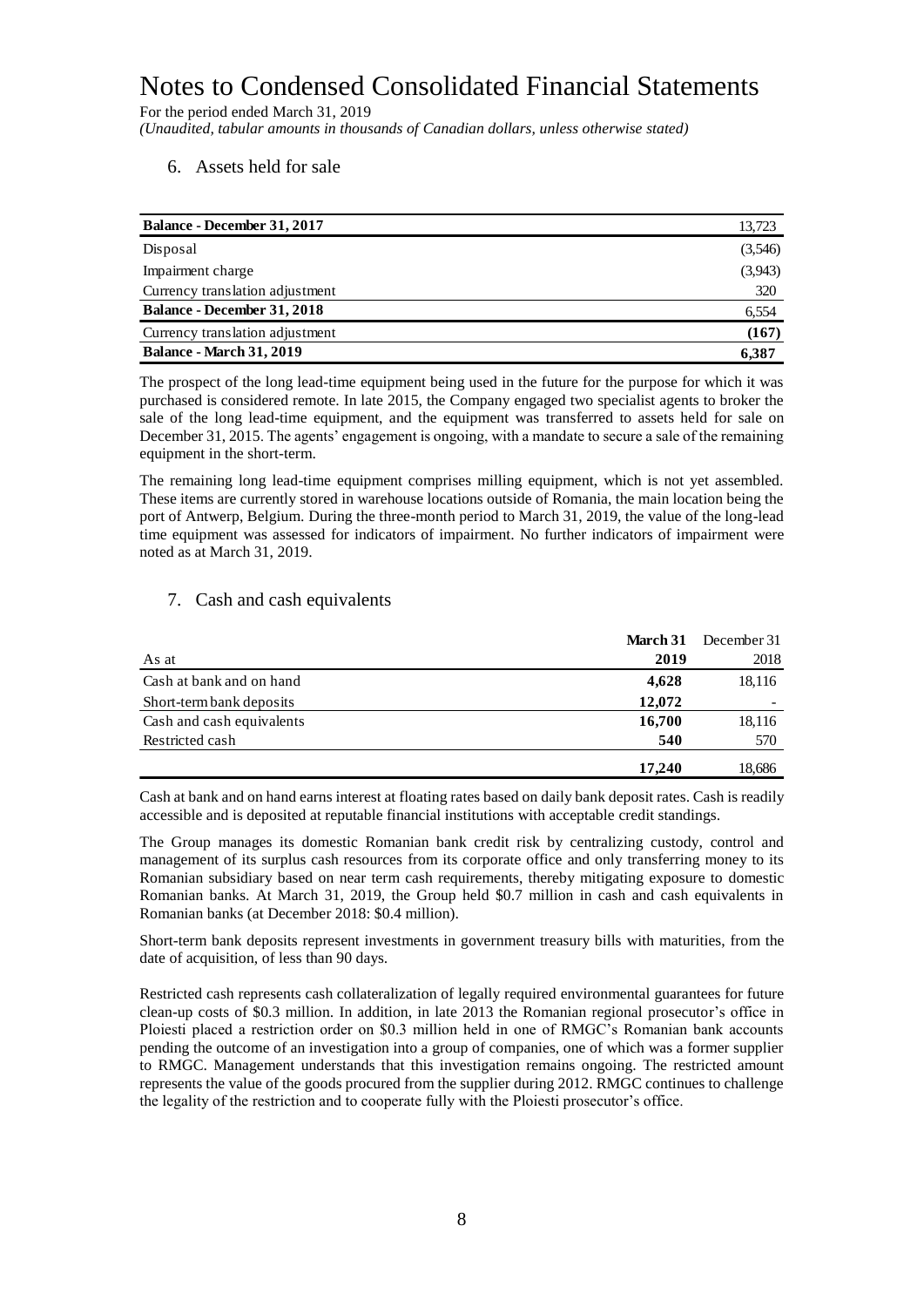# Notes to Condensed Consolidated Financial Statements

For the period ended March 31, 2019

*(Unaudited, tabular amounts in thousands of Canadian dollars, unless otherwise stated)*

## 6. Assets held for sale

| | |
|---|---|
| **Balance - December 31, 2017** | 13,723 |
| Disposal | (3,546) |
| Impairment charge | (3,943) |
| Currency translation adjustment | 320 |
| **Balance - December 31, 2018** | 6,554 |
| Currency translation adjustment | **(167)** |
| **Balance - March 31, 2019** | **6,387** |

The prospect of the long lead-time equipment being used in the future for the purpose for which it was purchased is considered remote. In late 2015, the Company engaged two specialist agents to broker the sale of the long lead-time equipment, and the equipment was transferred to assets held for sale on December 31, 2015. The agents' engagement is ongoing, with a mandate to secure a sale of the remaining equipment in the short-term.

The remaining long lead-time equipment comprises milling equipment, which is not yet assembled. These items are currently stored in warehouse locations outside of Romania, the main location being the port of Antwerp, Belgium. During the three-month period to March 31, 2019, the value of the long-lead time equipment was assessed for indicators of impairment. No further indicators of impairment were noted as at March 31, 2019.

## 7. Cash and cash equivalents

| As at | **March 31 2019** | December 31 2018 |
|---|---|---|
| Cash at bank and on hand | **4,628** | 18,116 |
| Short-term bank deposits | **12,072** | - |
| Cash and cash equivalents | **16,700** | 18,116 |
| Restricted cash | **540** | 570 |
| | **17,240** | 18,686 |

Cash at bank and on hand earns interest at floating rates based on daily bank deposit rates. Cash is readily accessible and is deposited at reputable financial institutions with acceptable credit standings.

The Group manages its domestic Romanian bank credit risk by centralizing custody, control and management of its surplus cash resources from its corporate office and only transferring money to its Romanian subsidiary based on near term cash requirements, thereby mitigating exposure to domestic Romanian banks. At March 31, 2019, the Group held \$0.7 million in cash and cash equivalents in Romanian banks (at December 2018: \$0.4 million).

Short-term bank deposits represent investments in government treasury bills with maturities, from the date of acquisition, of less than 90 days.

Restricted cash represents cash collateralization of legally required environmental guarantees for future clean-up costs of \$0.3 million. In addition, in late 2013 the Romanian regional prosecutor's office in Ploiesti placed a restriction order on \$0.3 million held in one of RMGC's Romanian bank accounts pending the outcome of an investigation into a group of companies, one of which was a former supplier to RMGC. Management understands that this investigation remains ongoing. The restricted amount represents the value of the goods procured from the supplier during 2012. RMGC continues to challenge the legality of the restriction and to cooperate fully with the Ploiesti prosecutor's office.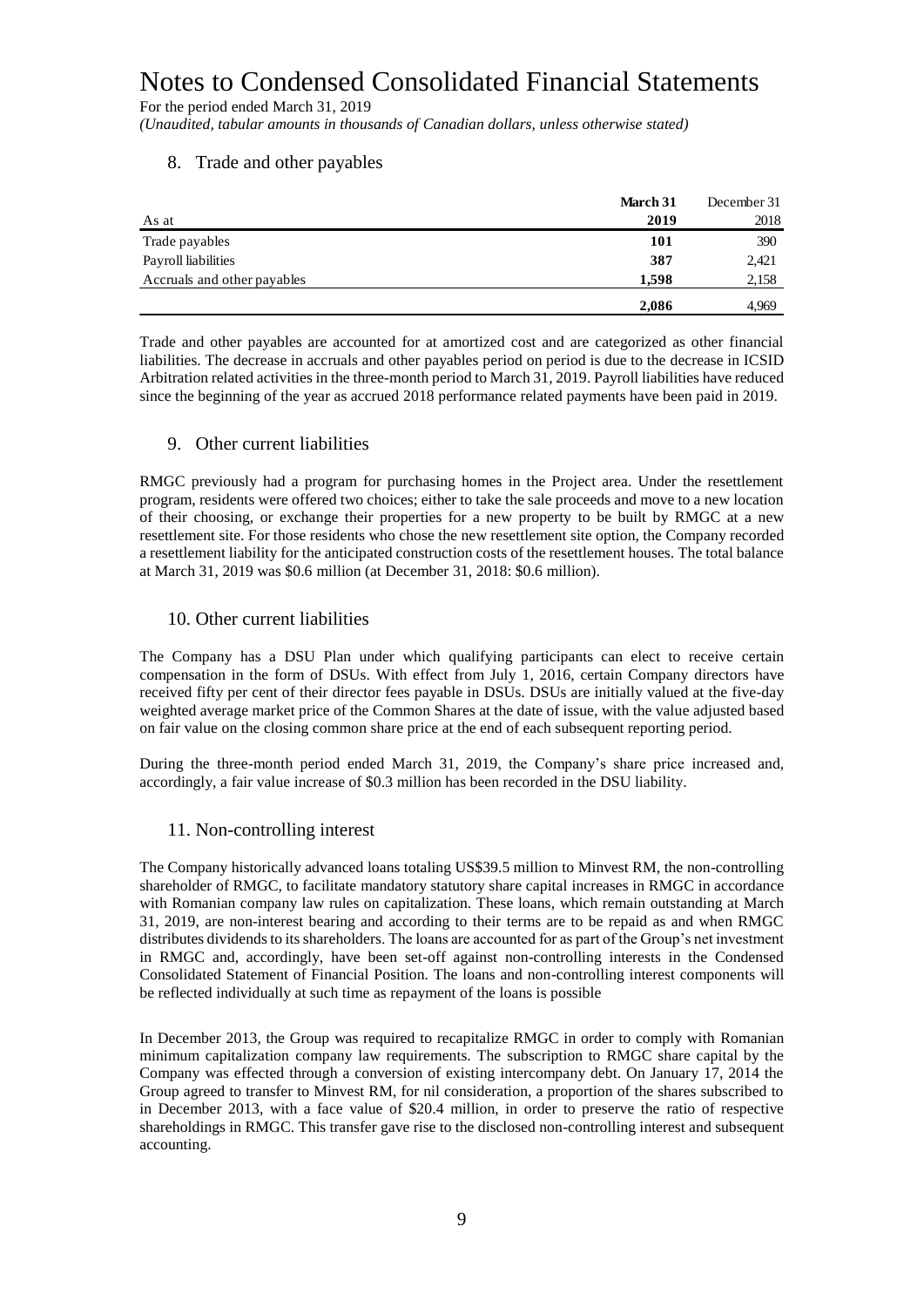# Notes to Condensed Consolidated Financial Statements

For the period ended March 31, 2019

*(Unaudited, tabular amounts in thousands of Canadian dollars, unless otherwise stated)*

## 8. Trade and other payables

| As at | **March 31 2019** | December 31 2018 |
|---|---|---|
| Trade payables | **101** | 390 |
| Payroll liabilities | **387** | 2,421 |
| Accruals and other payables | **1,598** | 2,158 |
| | **2,086** | 4,969 |

Trade and other payables are accounted for at amortized cost and are categorized as other financial liabilities. The decrease in accruals and other payables period on period is due to the decrease in ICSID Arbitration related activities in the three-month period to March 31, 2019. Payroll liabilities have reduced since the beginning of the year as accrued 2018 performance related payments have been paid in 2019.

## 9. Other current liabilities

RMGC previously had a program for purchasing homes in the Project area. Under the resettlement program, residents were offered two choices; either to take the sale proceeds and move to a new location of their choosing, or exchange their properties for a new property to be built by RMGC at a new resettlement site. For those residents who chose the new resettlement site option, the Company recorded a resettlement liability for the anticipated construction costs of the resettlement houses. The total balance at March 31, 2019 was \$0.6 million (at December 31, 2018: \$0.6 million).

## 10. Other current liabilities

The Company has a DSU Plan under which qualifying participants can elect to receive certain compensation in the form of DSUs. With effect from July 1, 2016, certain Company directors have received fifty per cent of their director fees payable in DSUs. DSUs are initially valued at the five-day weighted average market price of the Common Shares at the date of issue, with the value adjusted based on fair value on the closing common share price at the end of each subsequent reporting period.

During the three-month period ended March 31, 2019, the Company's share price increased and, accordingly, a fair value increase of \$0.3 million has been recorded in the DSU liability.

## 11. Non-controlling interest

The Company historically advanced loans totaling US\$39.5 million to Minvest RM, the non-controlling shareholder of RMGC, to facilitate mandatory statutory share capital increases in RMGC in accordance with Romanian company law rules on capitalization. These loans, which remain outstanding at March 31, 2019, are non-interest bearing and according to their terms are to be repaid as and when RMGC distributes dividends to its shareholders. The loans are accounted for as part of the Group's net investment in RMGC and, accordingly, have been set-off against non-controlling interests in the Condensed Consolidated Statement of Financial Position. The loans and non-controlling interest components will be reflected individually at such time as repayment of the loans is possible

In December 2013, the Group was required to recapitalize RMGC in order to comply with Romanian minimum capitalization company law requirements. The subscription to RMGC share capital by the Company was effected through a conversion of existing intercompany debt. On January 17, 2014 the Group agreed to transfer to Minvest RM, for nil consideration, a proportion of the shares subscribed to in December 2013, with a face value of \$20.4 million, in order to preserve the ratio of respective shareholdings in RMGC. This transfer gave rise to the disclosed non-controlling interest and subsequent accounting.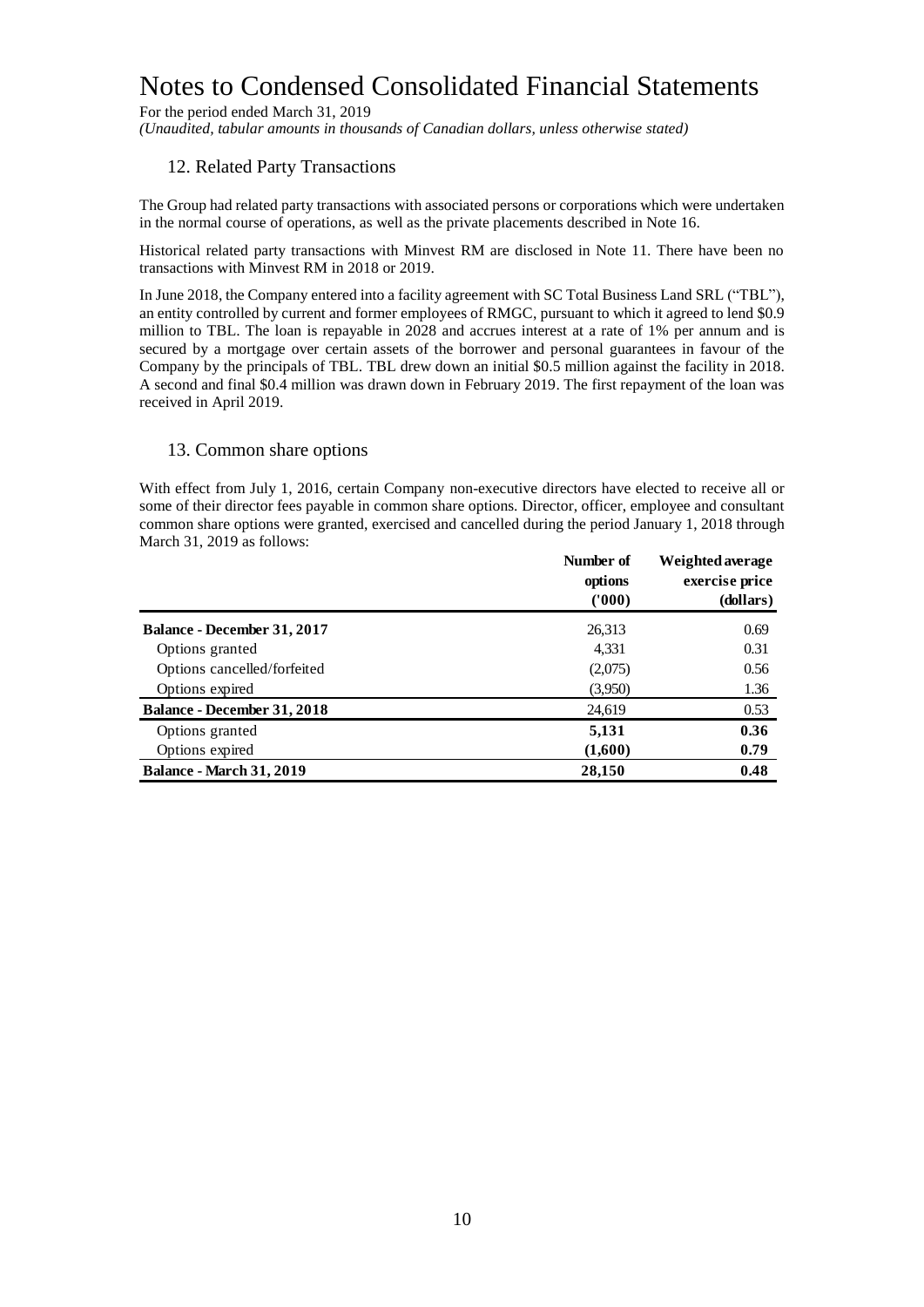# Notes to Condensed Consolidated Financial Statements

For the period ended March 31, 2019

*(Unaudited, tabular amounts in thousands of Canadian dollars, unless otherwise stated)*

## 12. Related Party Transactions

The Group had related party transactions with associated persons or corporations which were undertaken in the normal course of operations, as well as the private placements described in Note 16.

Historical related party transactions with Minvest RM are disclosed in Note 11. There have been no transactions with Minvest RM in 2018 or 2019.

In June 2018, the Company entered into a facility agreement with SC Total Business Land SRL ("TBL"), an entity controlled by current and former employees of RMGC, pursuant to which it agreed to lend $0.9 million to TBL. The loan is repayable in 2028 and accrues interest at a rate of 1% per annum and is secured by a mortgage over certain assets of the borrower and personal guarantees in favour of the Company by the principals of TBL. TBL drew down an initial $0.5 million against the facility in 2018. A second and final $0.4 million was drawn down in February 2019. The first repayment of the loan was received in April 2019.

## 13. Common share options

With effect from July 1, 2016, certain Company non-executive directors have elected to receive all or some of their director fees payable in common share options. Director, officer, employee and consultant common share options were granted, exercised and cancelled during the period January 1, 2018 through March 31, 2019 as follows:

| | Number of options ('000) | Weighted average exercise price (dollars) |
|---|---|---|
| **Balance - December 31, 2017** | 26,313 | 0.69 |
| Options granted | 4,331 | 0.31 |
| Options cancelled/forfeited | (2,075) | 0.56 |
| Options expired | (3,950) | 1.36 |
| **Balance - December 31, 2018** | 24,619 | 0.53 |
| Options granted | **5,131** | **0.36** |
| Options expired | **(1,600)** | **0.79** |
| **Balance - March 31, 2019** | **28,150** | **0.48** |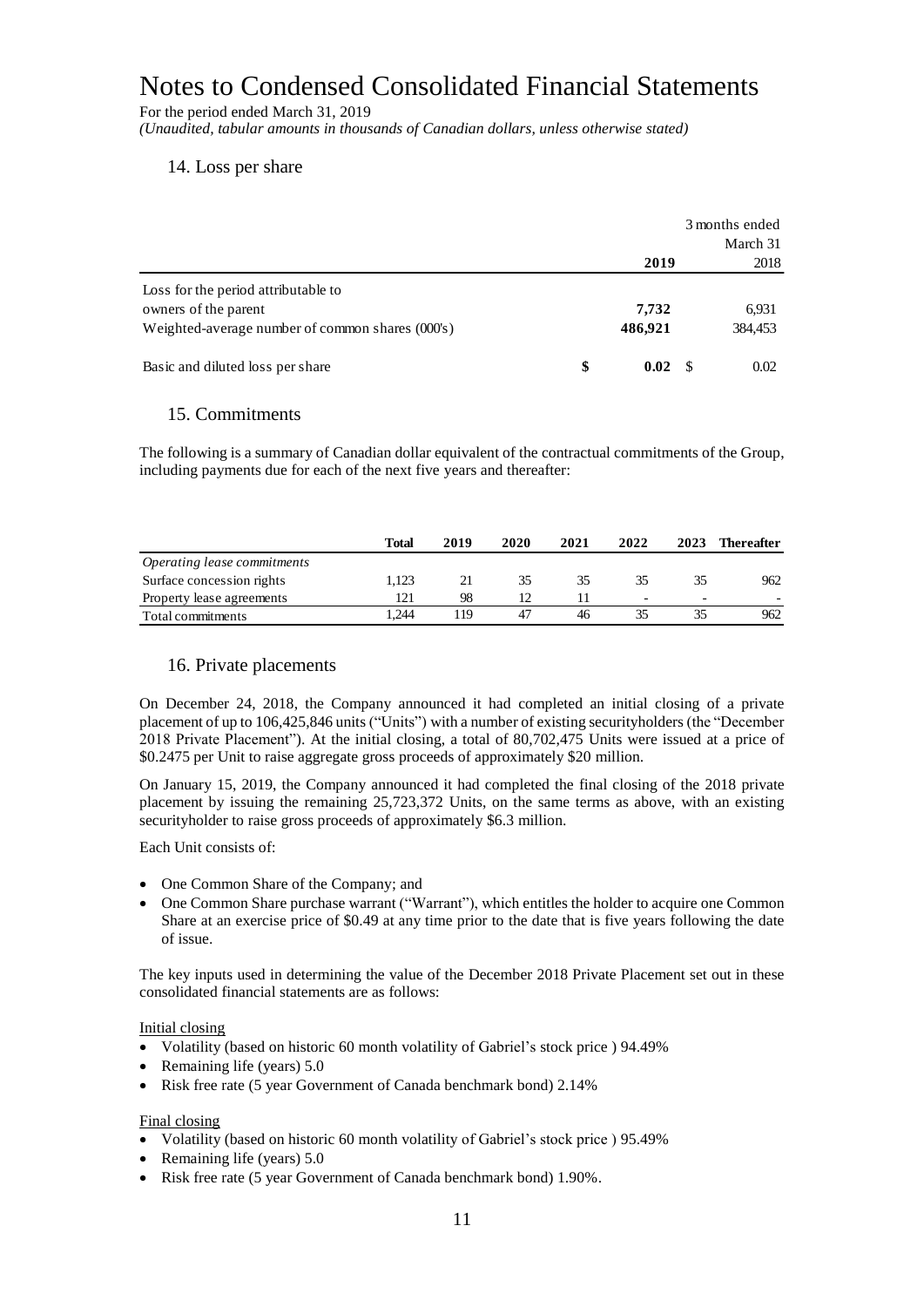# Notes to Condensed Consolidated Financial Statements

For the period ended March 31, 2019

*(Unaudited, tabular amounts in thousands of Canadian dollars, unless otherwise stated)*

## 14. Loss per share

| | 3 months ended March 31 | |
|---|---|---|
| | **2019** | 2018 |
| Loss for the period attributable to owners of the parent | **7,732** | 6,931 |
| Weighted-average number of common shares (000's) | **486,921** | 384,453 |
| Basic and diluted loss per share | **$ 0.02** | $ 0.02 |

## 15. Commitments

The following is a summary of Canadian dollar equivalent of the contractual commitments of the Group, including payments due for each of the next five years and thereafter:

| | **Total** | **2019** | **2020** | **2021** | **2022** | **2023** | **Thereafter** |
|---|---|---|---|---|---|---|---|
| *Operating lease commitments* | | | | | | | |
| Surface concession rights | 1,123 | 21 | 35 | 35 | 35 | 35 | 962 |
| Property lease agreements | 121 | 98 | 12 | 11 | - | - | - |
| Total commitments | 1,244 | 119 | 47 | 46 | 35 | 35 | 962 |

## 16. Private placements

On December 24, 2018, the Company announced it had completed an initial closing of a private placement of up to 106,425,846 units ("Units") with a number of existing securityholders (the "December 2018 Private Placement"). At the initial closing, a total of 80,702,475 Units were issued at a price of $0.2475 per Unit to raise aggregate gross proceeds of approximately $20 million.

On January 15, 2019, the Company announced it had completed the final closing of the 2018 private placement by issuing the remaining 25,723,372 Units, on the same terms as above, with an existing securityholder to raise gross proceeds of approximately $6.3 million.

Each Unit consists of:

- One Common Share of the Company; and
- One Common Share purchase warrant ("Warrant"), which entitles the holder to acquire one Common Share at an exercise price of $0.49 at any time prior to the date that is five years following the date of issue.

The key inputs used in determining the value of the December 2018 Private Placement set out in these consolidated financial statements are as follows:

Initial closing

- Volatility (based on historic 60 month volatility of Gabriel's stock price ) 94.49%
- Remaining life (years) 5.0
- Risk free rate (5 year Government of Canada benchmark bond) 2.14%

Final closing

- Volatility (based on historic 60 month volatility of Gabriel's stock price ) 95.49%
- Remaining life (years) 5.0
- Risk free rate (5 year Government of Canada benchmark bond) 1.90%.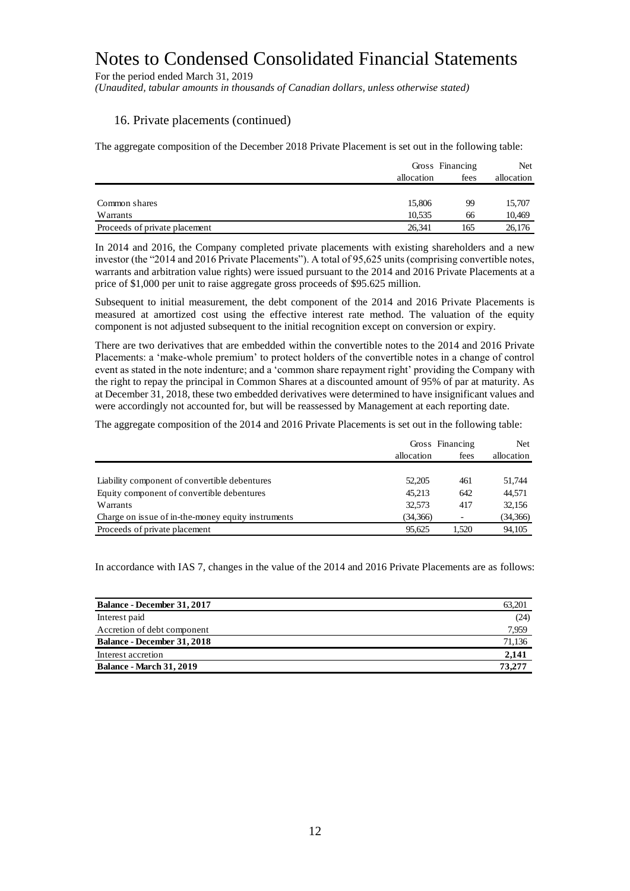# Notes to Condensed Consolidated Financial Statements

For the period ended March 31, 2019

*(Unaudited, tabular amounts in thousands of Canadian dollars, unless otherwise stated)*

## 16. Private placements (continued)

The aggregate composition of the December 2018 Private Placement is set out in the following table:

| | Gross allocation | Financing fees | Net allocation |
|---|---|---|---|
| Common shares | 15,806 | 99 | 15,707 |
| Warrants | 10,535 | 66 | 10,469 |
| Proceeds of private placement | 26,341 | 165 | 26,176 |

In 2014 and 2016, the Company completed private placements with existing shareholders and a new investor (the "2014 and 2016 Private Placements"). A total of 95,625 units (comprising convertible notes, warrants and arbitration value rights) were issued pursuant to the 2014 and 2016 Private Placements at a price of $1,000 per unit to raise aggregate gross proceeds of $95.625 million.

Subsequent to initial measurement, the debt component of the 2014 and 2016 Private Placements is measured at amortized cost using the effective interest rate method. The valuation of the equity component is not adjusted subsequent to the initial recognition except on conversion or expiry.

There are two derivatives that are embedded within the convertible notes to the 2014 and 2016 Private Placements: a 'make-whole premium' to protect holders of the convertible notes in a change of control event as stated in the note indenture; and a 'common share repayment right' providing the Company with the right to repay the principal in Common Shares at a discounted amount of 95% of par at maturity. As at December 31, 2018, these two embedded derivatives were determined to have insignificant values and were accordingly not accounted for, but will be reassessed by Management at each reporting date.

The aggregate composition of the 2014 and 2016 Private Placements is set out in the following table:

| | Gross allocation | Financing fees | Net allocation |
|---|---|---|---|
| Liability component of convertible debentures | 52,205 | 461 | 51,744 |
| Equity component of convertible debentures | 45,213 | 642 | 44,571 |
| Warrants | 32,573 | 417 | 32,156 |
| Charge on issue of in-the-money equity instruments | (34,366) | - | (34,366) |
| Proceeds of private placement | 95,625 | 1,520 | 94,105 |

In accordance with IAS 7, changes in the value of the 2014 and 2016 Private Placements are as follows:

| | |
|---|---|
| **Balance - December 31, 2017** | 63,201 |
| Interest paid | (24) |
| Accretion of debt component | 7,959 |
| **Balance - December 31, 2018** | 71,136 |
| Interest accretion | **2,141** |
| **Balance - March 31, 2019** | **73,277** |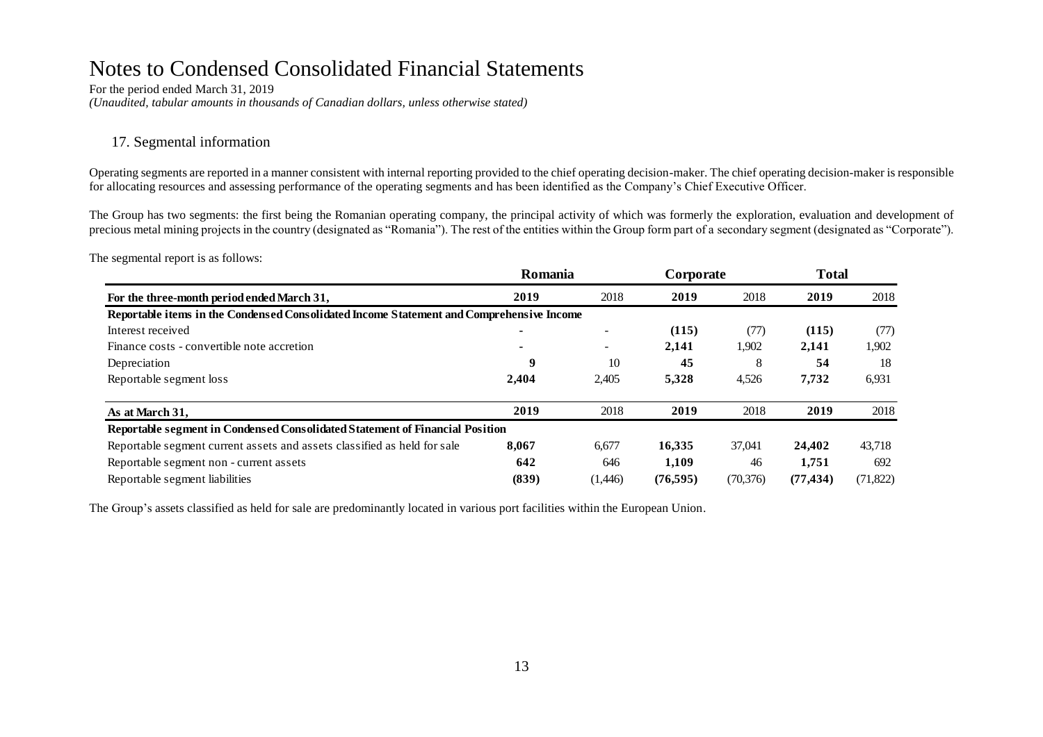# Notes to Condensed Consolidated Financial Statements

For the period ended March 31, 2019

*(Unaudited, tabular amounts in thousands of Canadian dollars, unless otherwise stated)*

## 17. Segmental information

Operating segments are reported in a manner consistent with internal reporting provided to the chief operating decision-maker. The chief operating decision-maker is responsible for allocating resources and assessing performance of the operating segments and has been identified as the Company's Chief Executive Officer.

The Group has two segments: the first being the Romanian operating company, the principal activity of which was formerly the exploration, evaluation and development of precious metal mining projects in the country (designated as "Romania"). The rest of the entities within the Group form part of a secondary segment (designated as "Corporate").

The segmental report is as follows:

| | **Romania** | | **Corporate** | | **Total** | |
|---|---|---|---|---|---|---|
| **For the three-month period ended March 31,** | **2019** | 2018 | **2019** | 2018 | **2019** | 2018 |
| **Reportable items in the Condensed Consolidated Income Statement and Comprehensive Income** | | | | | | |
| Interest received | **-** | - | **(115)** | (77) | **(115)** | (77) |
| Finance costs - convertible note accretion | **-** | - | **2,141** | 1,902 | **2,141** | 1,902 |
| Depreciation | **9** | 10 | **45** | 8 | **54** | 18 |
| Reportable segment loss | **2,404** | 2,405 | **5,328** | 4,526 | **7,732** | 6,931 |
| **As at March 31,** | **2019** | 2018 | **2019** | 2018 | **2019** | 2018 |
| **Reportable segment in Condensed Consolidated Statement of Financial Position** | | | | | | |
| Reportable segment current assets and assets classified as held for sale | **8,067** | 6,677 | **16,335** | 37,041 | **24,402** | 43,718 |
| Reportable segment non - current assets | **642** | 646 | **1,109** | 46 | **1,751** | 692 |
| Reportable segment liabilities | **(839)** | (1,446) | **(76,595)** | (70,376) | **(77,434)** | (71,822) |

The Group's assets classified as held for sale are predominantly located in various port facilities within the European Union.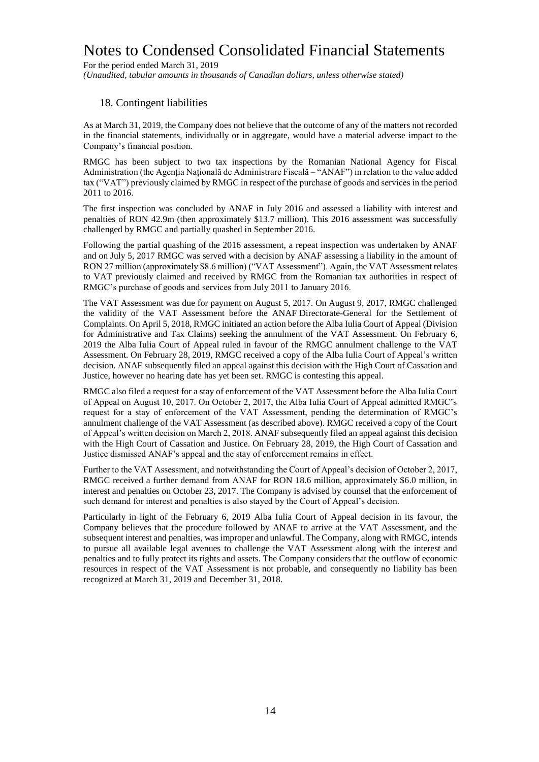# Notes to Condensed Consolidated Financial Statements

For the period ended March 31, 2019

*(Unaudited, tabular amounts in thousands of Canadian dollars, unless otherwise stated)*

## 18. Contingent liabilities

As at March 31, 2019, the Company does not believe that the outcome of any of the matters not recorded in the financial statements, individually or in aggregate, would have a material adverse impact to the Company's financial position.

RMGC has been subject to two tax inspections by the Romanian National Agency for Fiscal Administration (the Agenția Națională de Administrare Fiscală – "ANAF") in relation to the value added tax ("VAT") previously claimed by RMGC in respect of the purchase of goods and services in the period 2011 to 2016.

The first inspection was concluded by ANAF in July 2016 and assessed a liability with interest and penalties of RON 42.9m (then approximately $13.7 million). This 2016 assessment was successfully challenged by RMGC and partially quashed in September 2016.

Following the partial quashing of the 2016 assessment, a repeat inspection was undertaken by ANAF and on July 5, 2017 RMGC was served with a decision by ANAF assessing a liability in the amount of RON 27 million (approximately $8.6 million) ("VAT Assessment"). Again, the VAT Assessment relates to VAT previously claimed and received by RMGC from the Romanian tax authorities in respect of RMGC's purchase of goods and services from July 2011 to January 2016.

The VAT Assessment was due for payment on August 5, 2017. On August 9, 2017, RMGC challenged the validity of the VAT Assessment before the ANAF Directorate-General for the Settlement of Complaints. On April 5, 2018, RMGC initiated an action before the Alba Iulia Court of Appeal (Division for Administrative and Tax Claims) seeking the annulment of the VAT Assessment. On February 6, 2019 the Alba Iulia Court of Appeal ruled in favour of the RMGC annulment challenge to the VAT Assessment. On February 28, 2019, RMGC received a copy of the Alba Iulia Court of Appeal's written decision. ANAF subsequently filed an appeal against this decision with the High Court of Cassation and Justice, however no hearing date has yet been set. RMGC is contesting this appeal.

RMGC also filed a request for a stay of enforcement of the VAT Assessment before the Alba Iulia Court of Appeal on August 10, 2017. On October 2, 2017, the Alba Iulia Court of Appeal admitted RMGC's request for a stay of enforcement of the VAT Assessment, pending the determination of RMGC's annulment challenge of the VAT Assessment (as described above). RMGC received a copy of the Court of Appeal's written decision on March 2, 2018. ANAF subsequently filed an appeal against this decision with the High Court of Cassation and Justice. On February 28, 2019, the High Court of Cassation and Justice dismissed ANAF's appeal and the stay of enforcement remains in effect.

Further to the VAT Assessment, and notwithstanding the Court of Appeal's decision of October 2, 2017, RMGC received a further demand from ANAF for RON 18.6 million, approximately $6.0 million, in interest and penalties on October 23, 2017. The Company is advised by counsel that the enforcement of such demand for interest and penalties is also stayed by the Court of Appeal's decision.

Particularly in light of the February 6, 2019 Alba Iulia Court of Appeal decision in its favour, the Company believes that the procedure followed by ANAF to arrive at the VAT Assessment, and the subsequent interest and penalties, was improper and unlawful. The Company, along with RMGC, intends to pursue all available legal avenues to challenge the VAT Assessment along with the interest and penalties and to fully protect its rights and assets. The Company considers that the outflow of economic resources in respect of the VAT Assessment is not probable, and consequently no liability has been recognized at March 31, 2019 and December 31, 2018.